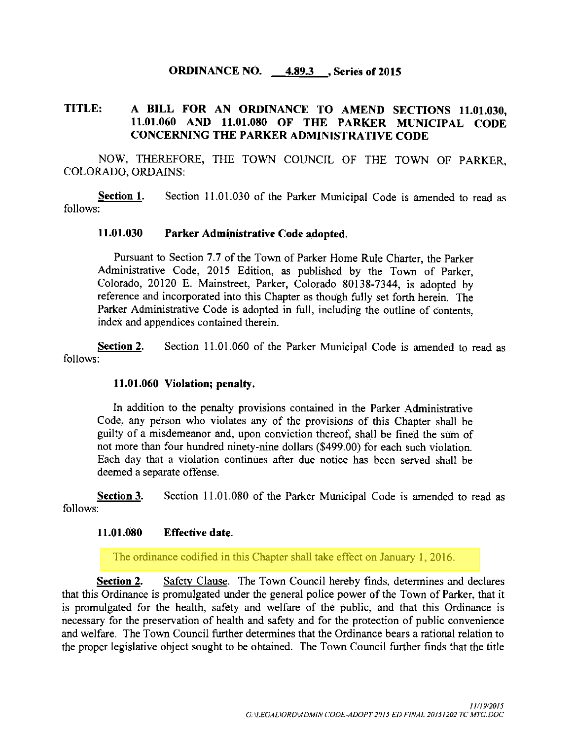**ORDINANCE NO. 4.89.3, Series of 2015**

**TITLE: A BILL FOR AN ORDINANCE TO AMEND SECTIONS 11.01.030, 11.01.060 AND 11.01.080 OF THE PARKER MUNICIPAL CODE CONCERNING THE PARKER ADMINISTRATIVE CODE**

NOW, THEREFORE, THE TOWN COUNCIL OF THE TOWN OF PARKER, COLORADO, ORDAINS:

**Section 1.** Section 11.01.030 of the Parker Municipal Code is amended to read as follows:

**11.01.030 Parker Administrative Code adopted.**

Pursuant to Section 7.7 of the Town of Parker Home Rule Charter, the Parker Administrative Code, 2015 Edition, as published by the Town of Parker, Colorado, 20120 E. Mainstreet, Parker, Colorado 80138-7344, is adopted by reference and incorporated into this Chapter as though fully set forth herein. The Parker Administrative Code is adopted in full, including the outline of contents, index and appendices contained therein.

**Section 2.** Section 11.01.060 of the Parker Municipal Code is amended to read as follows:

**11.01.060 Violation; penalty.**

In addition to the penalty provisions contained in the Parker Administrative Code, any person who violates any of the provisions of this Chapter shall be guilty of a misdemeanor and, upon conviction thereof, shall be fined the sum of not more than four hundred ninety-nine dollars ($499.00) for each such violation. Each day that a violation continues after due notice has been served shall be deemed a separate offense.

**Section 3.** Section 11.01.080 of the Parker Municipal Code is amended to read as follows:

**11.01.080 Effective date.**

The ordinance codified in this Chapter shall take effect on January 1, 2016.

**Section 2.** Safety Clause. The Town Council hereby finds, determines and declares that this Ordinance is promulgated under the general police power of the Town of Parker, that it is promulgated for the health, safety and welfare of the public, and that this Ordinance is necessary for the preservation of health and safety and for the protection of public convenience and welfare. The Town Council further determines that the Ordinance bears a rational relation to the proper legislative object sought to be obtained. The Town Council further finds that the title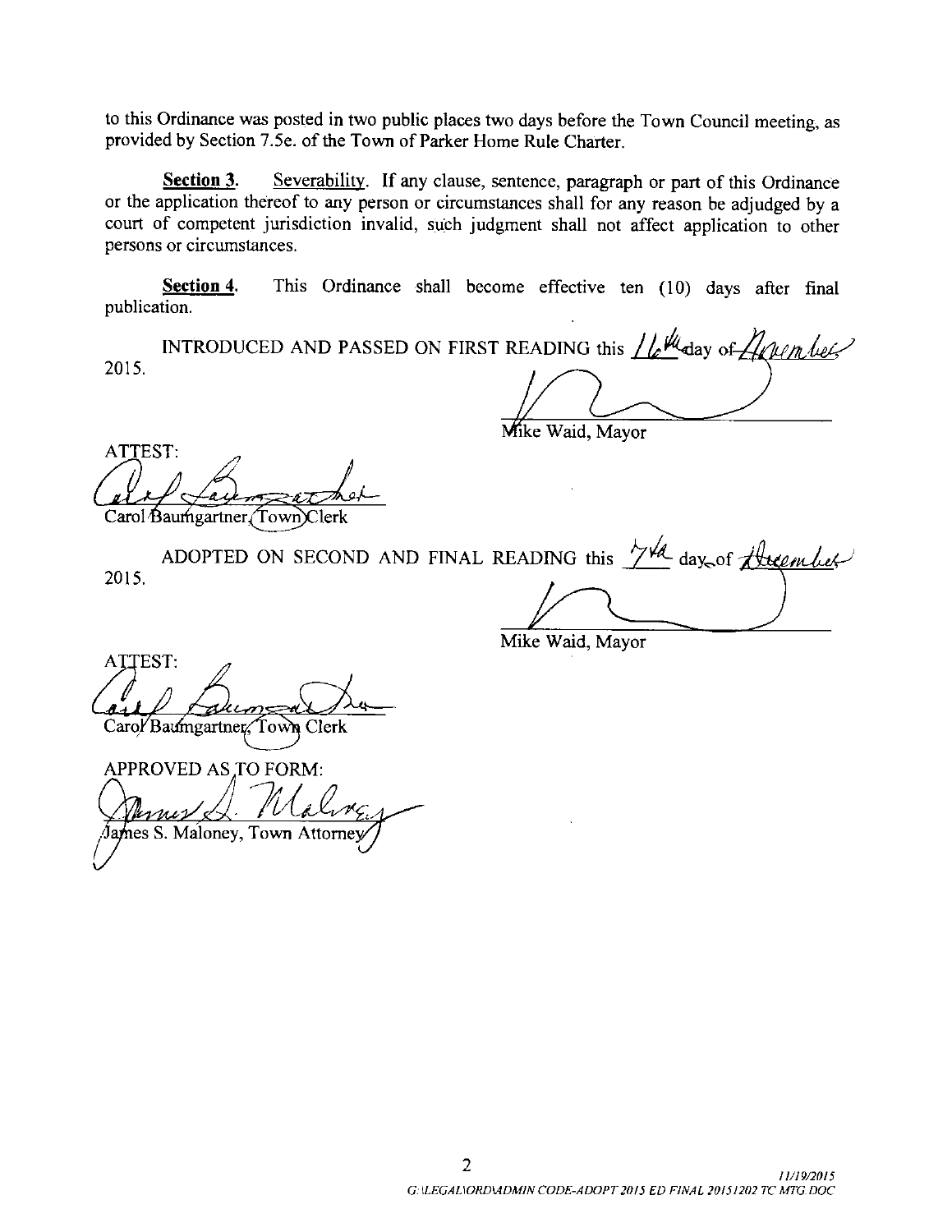to this Ordinance was posted in two public places two days before the Town Council meeting, as provided by Section 7.5e. of the Town of Parker Home Rule Charter.

**Section 3.** Severability. If any clause, sentence, paragraph or part of this Ordinance or the application thereof to any person or circumstances shall for any reason be adjudged by a court of competent jurisdiction invalid, such judgment shall not affect application to other persons or circumstances.

**Section 4.** This Ordinance shall become effective ten (10) days after final publication.

INTRODUCED AND PASSED ON FIRST READING this 16th day of November 2015.

Mike Waid, Mayor

ATTEST:

Carol Baumgartner, Town Clerk

ADOPTED ON SECOND AND FINAL READING this 7th day of December 2015.

Mike Waid, Mayor

ATTEST:

Carol Baumgartner, Town Clerk

APPROVED AS TO FORM:

James S. Maloney, Town Attorney

11/19/2015
G:\LEGAL\ORD\ADMIN CODE-ADOPT 2015 ED FINAL 20151202 TC MTG.DOC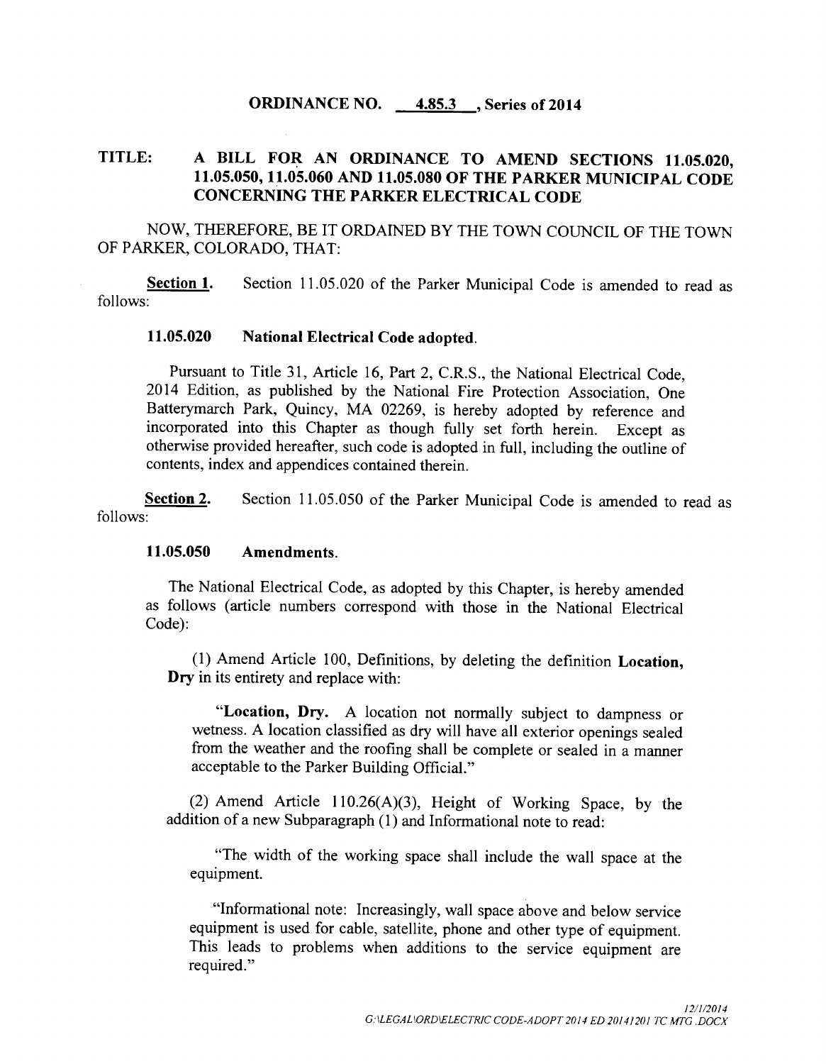**ORDINANCE NO. 4.85.3 , Series of 2014**

**TITLE: A BILL FOR AN ORDINANCE TO AMEND SECTIONS 11.05.020, 11.05.050, 11.05.060 AND 11.05.080 OF THE PARKER MUNICIPAL CODE CONCERNING THE PARKER ELECTRICAL CODE**

NOW, THEREFORE, BE IT ORDAINED BY THE TOWN COUNCIL OF THE TOWN OF PARKER, COLORADO, THAT:

**Section 1.** Section 11.05.020 of the Parker Municipal Code is amended to read as follows:

**11.05.020 National Electrical Code adopted.**

Pursuant to Title 31, Article 16, Part 2, C.R.S., the National Electrical Code, 2014 Edition, as published by the National Fire Protection Association, One Batterymarch Park, Quincy, MA 02269, is hereby adopted by reference and incorporated into this Chapter as though fully set forth herein. Except as otherwise provided hereafter, such code is adopted in full, including the outline of contents, index and appendices contained therein.

**Section 2.** Section 11.05.050 of the Parker Municipal Code is amended to read as follows:

**11.05.050 Amendments.**

The National Electrical Code, as adopted by this Chapter, is hereby amended as follows (article numbers correspond with those in the National Electrical Code):

(1) Amend Article 100, Definitions, by deleting the definition **Location, Dry** in its entirety and replace with:

"**Location, Dry.** A location not normally subject to dampness or wetness. A location classified as dry will have all exterior openings sealed from the weather and the roofing shall be complete or sealed in a manner acceptable to the Parker Building Official."

(2) Amend Article 110.26(A)(3), Height of Working Space, by the addition of a new Subparagraph (1) and Informational note to read:

"The width of the working space shall include the wall space at the equipment.

"Informational note: Increasingly, wall space above and below service equipment is used for cable, satellite, phone and other type of equipment. This leads to problems when additions to the service equipment are required."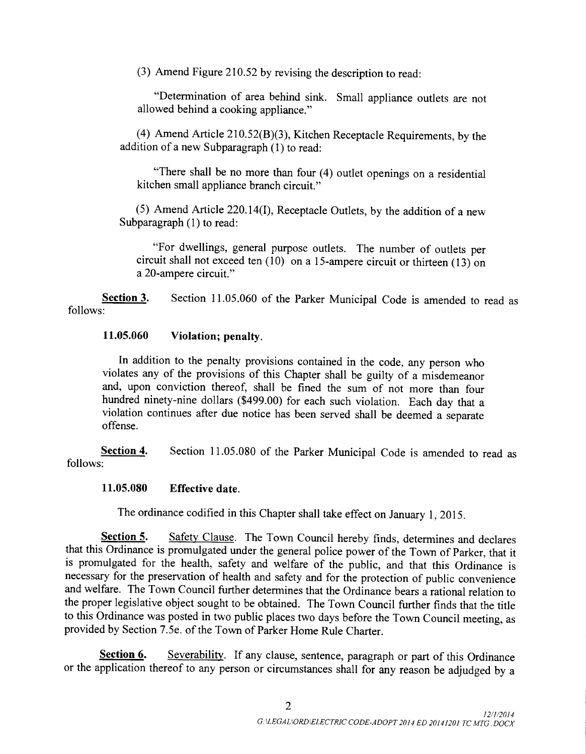(3) Amend Figure 210.52 by revising the description to read:

"Determination of area behind sink. Small appliance outlets are not allowed behind a cooking appliance."

(4) Amend Article 210.52(B)(3), Kitchen Receptacle Requirements, by the addition of a new Subparagraph (1) to read:

"There shall be no more than four (4) outlet openings on a residential kitchen small appliance branch circuit."

(5) Amend Article 220.14(I), Receptacle Outlets, by the addition of a new Subparagraph (1) to read:

"For dwellings, general purpose outlets. The number of outlets per circuit shall not exceed ten (10) on a 15-ampere circuit or thirteen (13) on a 20-ampere circuit."

**Section 3.** Section 11.05.060 of the Parker Municipal Code is amended to read as follows:

**11.05.060 Violation; penalty.**

In addition to the penalty provisions contained in the code, any person who violates any of the provisions of this Chapter shall be guilty of a misdemeanor and, upon conviction thereof, shall be fined the sum of not more than four hundred ninety-nine dollars ($499.00) for each such violation. Each day that a violation continues after due notice has been served shall be deemed a separate offense.

**Section 4.** Section 11.05.080 of the Parker Municipal Code is amended to read as follows:

**11.05.080 Effective date.**

The ordinance codified in this Chapter shall take effect on January 1, 2015.

**Section 5.** Safety Clause. The Town Council hereby finds, determines and declares that this Ordinance is promulgated under the general police power of the Town of Parker, that it is promulgated for the health, safety and welfare of the public, and that this Ordinance is necessary for the preservation of health and safety and for the protection of public convenience and welfare. The Town Council further determines that the Ordinance bears a rational relation to the proper legislative object sought to be obtained. The Town Council further finds that the title to this Ordinance was posted in two public places two days before the Town Council meeting, as provided by Section 7.5e. of the Town of Parker Home Rule Charter.

**Section 6.** Severability. If any clause, sentence, paragraph or part of this Ordinance or the application thereof to any person or circumstances shall for any reason be adjudged by a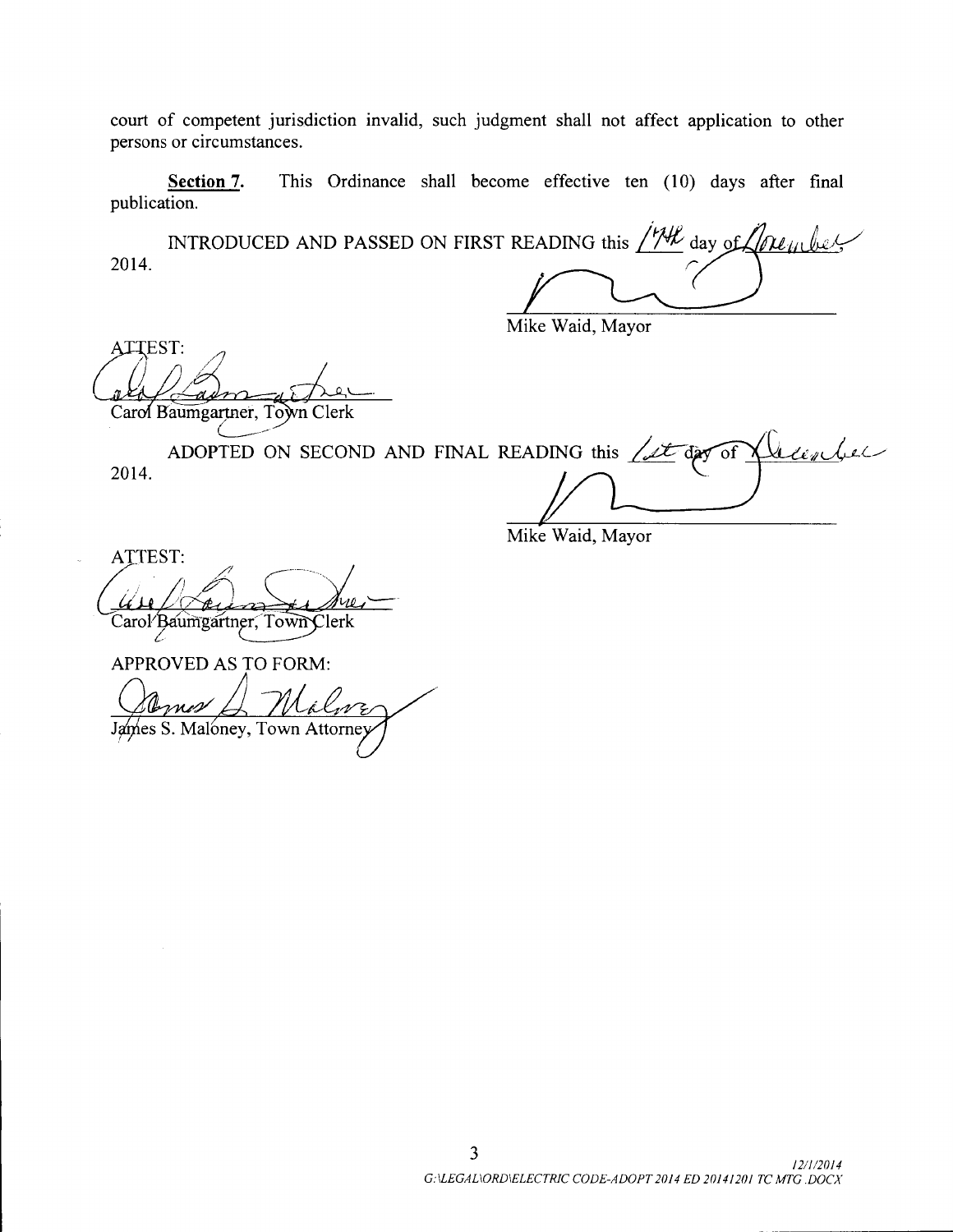court of competent jurisdiction invalid, such judgment shall not affect application to other persons or circumstances.

**Section 7.** This Ordinance shall become effective ten (10) days after final publication.

INTRODUCED AND PASSED ON FIRST READING this 17th day of November, 2014.

Mike Waid, Mayor

ATTEST:

Carol Baumgartner, Town Clerk

ADOPTED ON SECOND AND FINAL READING this 1st day of December, 2014.

Mike Waid, Mayor

ATTEST:

Carol Baumgartner, Town Clerk

APPROVED AS TO FORM:

James S. Maloney, Town Attorney

*12/1/2014*
*G:\LEGAL\ORD\ELECTRIC CODE-ADOPT 2014 ED 20141201 TC MTG .DOCX*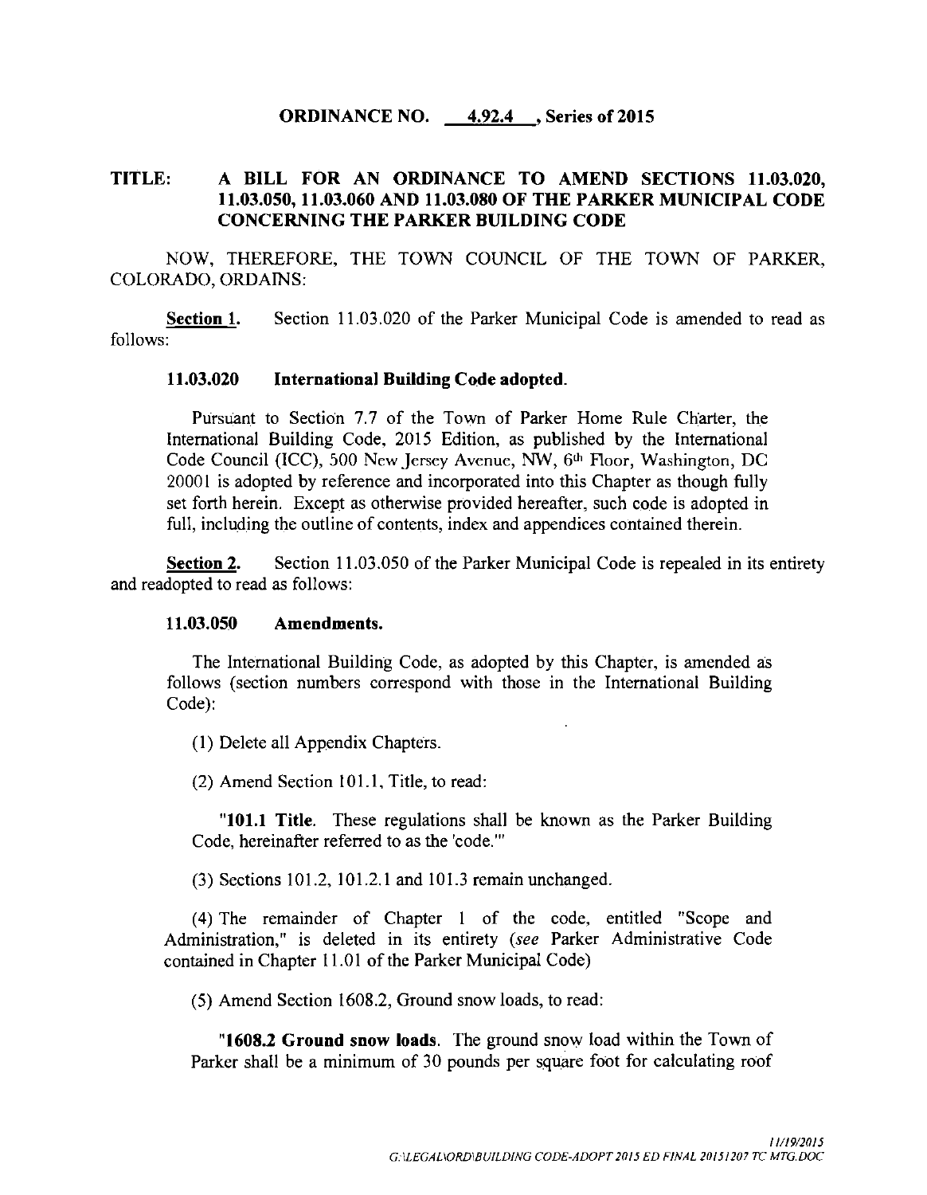**ORDINANCE NO. 4.92.4, Series of 2015**

**TITLE: A BILL FOR AN ORDINANCE TO AMEND SECTIONS 11.03.020, 11.03.050, 11.03.060 AND 11.03.080 OF THE PARKER MUNICIPAL CODE CONCERNING THE PARKER BUILDING CODE**

NOW, THEREFORE, THE TOWN COUNCIL OF THE TOWN OF PARKER, COLORADO, ORDAINS:

**Section 1.** Section 11.03.020 of the Parker Municipal Code is amended to read as follows:

**11.03.020 International Building Code adopted.**

Pursuant to Section 7.7 of the Town of Parker Home Rule Charter, the International Building Code, 2015 Edition, as published by the International Code Council (ICC), 500 New Jersey Avenue, NW, 6th Floor, Washington, DC 20001 is adopted by reference and incorporated into this Chapter as though fully set forth herein. Except as otherwise provided hereafter, such code is adopted in full, including the outline of contents, index and appendices contained therein.

**Section 2.** Section 11.03.050 of the Parker Municipal Code is repealed in its entirety and readopted to read as follows:

**11.03.050 Amendments.**

The International Building Code, as adopted by this Chapter, is amended as follows (section numbers correspond with those in the International Building Code):

(1) Delete all Appendix Chapters.

(2) Amend Section 101.1, Title, to read:

"**101.1 Title.** These regulations shall be known as the Parker Building Code, hereinafter referred to as the 'code.'"

(3) Sections 101.2, 101.2.1 and 101.3 remain unchanged.

(4) The remainder of Chapter 1 of the code, entitled "Scope and Administration," is deleted in its entirety (*see* Parker Administrative Code contained in Chapter 11.01 of the Parker Municipal Code)

(5) Amend Section 1608.2, Ground snow loads, to read:

"**1608.2 Ground snow loads.** The ground snow load within the Town of Parker shall be a minimum of 30 pounds per square foot for calculating roof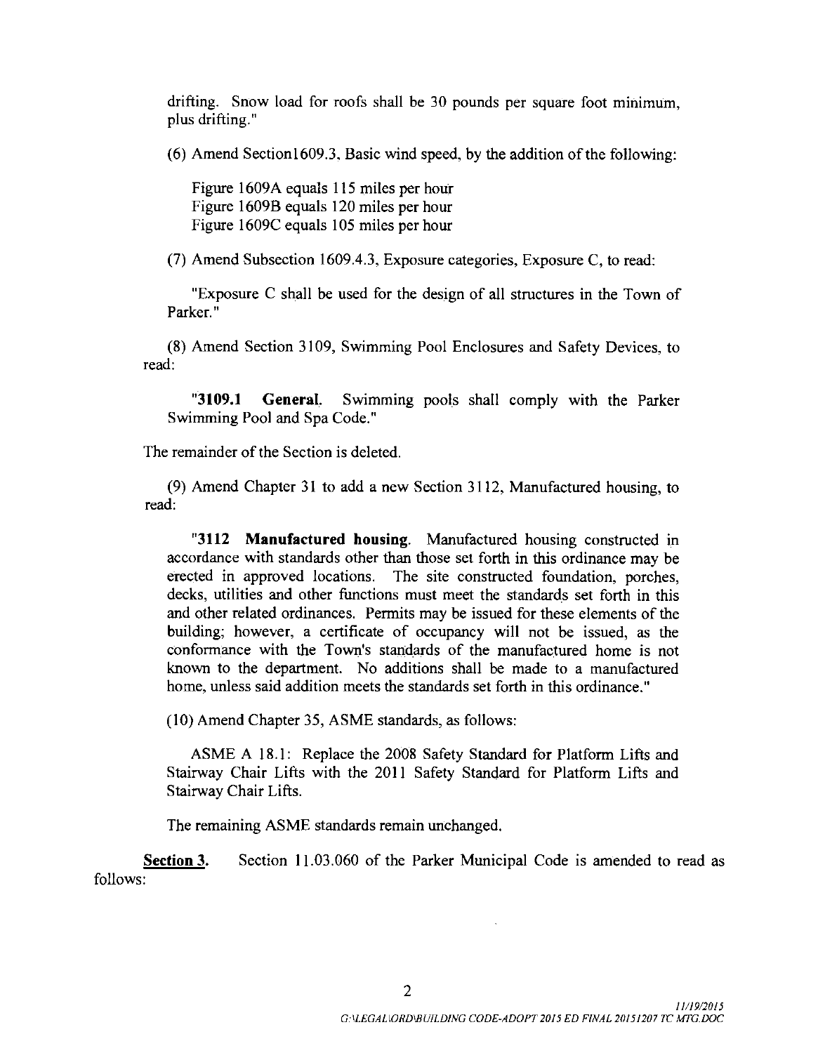drifting. Snow load for roofs shall be 30 pounds per square foot minimum, plus drifting."

(6) Amend Section1609.3, Basic wind speed, by the addition of the following:

Figure 1609A equals 115 miles per hour
Figure 1609B equals 120 miles per hour
Figure 1609C equals 105 miles per hour

(7) Amend Subsection 1609.4.3, Exposure categories, Exposure C, to read:

"Exposure C shall be used for the design of all structures in the Town of Parker."

(8) Amend Section 3109, Swimming Pool Enclosures and Safety Devices, to read:

"**3109.1 General**. Swimming pools shall comply with the Parker Swimming Pool and Spa Code."

The remainder of the Section is deleted.

(9) Amend Chapter 31 to add a new Section 3112, Manufactured housing, to read:

"**3112 Manufactured housing**. Manufactured housing constructed in accordance with standards other than those set forth in this ordinance may be erected in approved locations. The site constructed foundation, porches, decks, utilities and other functions must meet the standards set forth in this and other related ordinances. Permits may be issued for these elements of the building; however, a certificate of occupancy will not be issued, as the conformance with the Town's standards of the manufactured home is not known to the department. No additions shall be made to a manufactured home, unless said addition meets the standards set forth in this ordinance."

(10) Amend Chapter 35, ASME standards, as follows:

ASME A 18.1: Replace the 2008 Safety Standard for Platform Lifts and Stairway Chair Lifts with the 2011 Safety Standard for Platform Lifts and Stairway Chair Lifts.

The remaining ASME standards remain unchanged.

**Section 3.** Section 11.03.060 of the Parker Municipal Code is amended to read as follows: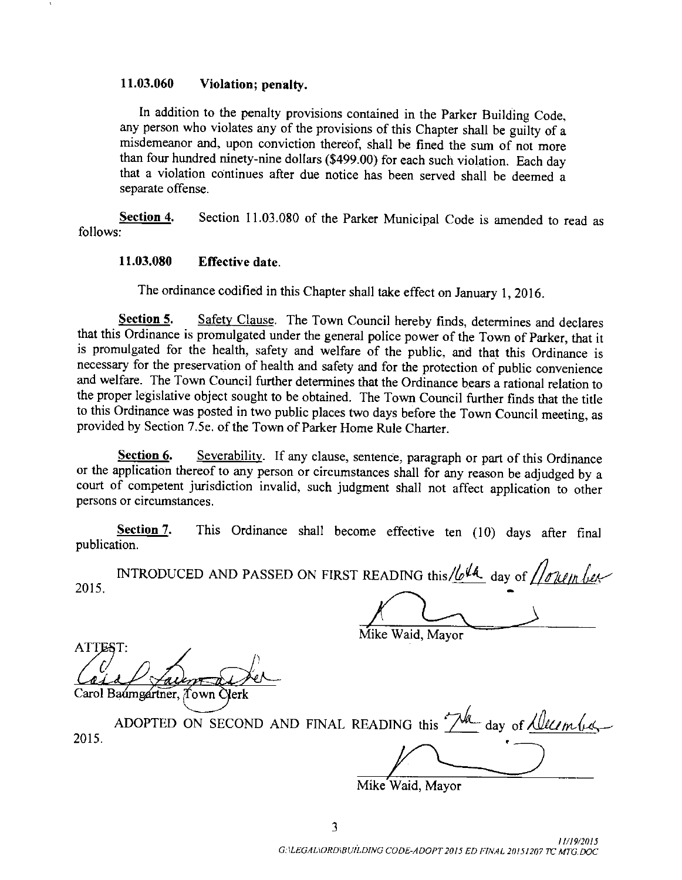**11.03.060 Violation; penalty.**

In addition to the penalty provisions contained in the Parker Building Code, any person who violates any of the provisions of this Chapter shall be guilty of a misdemeanor and, upon conviction thereof, shall be fined the sum of not more than four hundred ninety-nine dollars ($499.00) for each such violation. Each day that a violation continues after due notice has been served shall be deemed a separate offense.

**Section 4.** Section 11.03.080 of the Parker Municipal Code is amended to read as follows:

**11.03.080 Effective date.**

The ordinance codified in this Chapter shall take effect on January 1, 2016.

**Section 5.** Safety Clause. The Town Council hereby finds, determines and declares that this Ordinance is promulgated under the general police power of the Town of Parker, that it is promulgated for the health, safety and welfare of the public, and that this Ordinance is necessary for the preservation of health and safety and for the protection of public convenience and welfare. The Town Council further determines that the Ordinance bears a rational relation to the proper legislative object sought to be obtained. The Town Council further finds that the title to this Ordinance was posted in two public places two days before the Town Council meeting, as provided by Section 7.5e. of the Town of Parker Home Rule Charter.

**Section 6.** Severability. If any clause, sentence, paragraph or part of this Ordinance or the application thereof to any person or circumstances shall for any reason be adjudged by a court of competent jurisdiction invalid, such judgment shall not affect application to other persons or circumstances.

**Section 7.** This Ordinance shall become effective ten (10) days after final publication.

INTRODUCED AND PASSED ON FIRST READING this 16th day of November 2015.

Mike Waid, Mayor

ATTEST:

Carol Baumgartner, Town Clerk

ADOPTED ON SECOND AND FINAL READING this 7th day of December 2015.

Mike Waid, Mayor

11/19/2015
G:\LEGAL\ORD\BUILDING CODE-ADOPT 2015 ED FINAL 20151207 TC MTG.DOC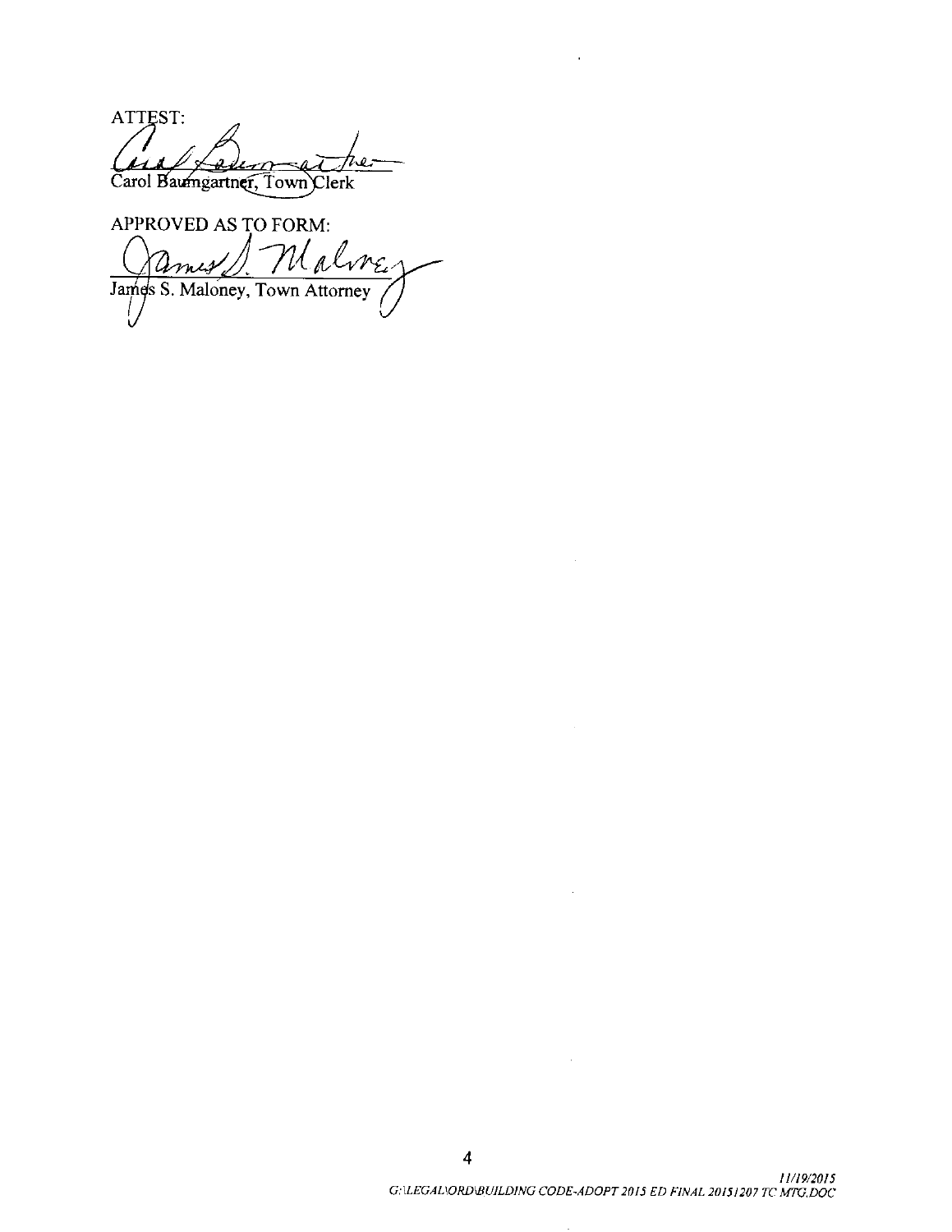ATTEST:

Carol Baumgartner, Town Clerk

APPROVED AS TO FORM:

James S. Maloney, Town Attorney

11/19/2015
G:\LEGAL\ORD\BUILDING CODE-ADOPT 2015 ED FINAL 20151207 TC MTG.DOC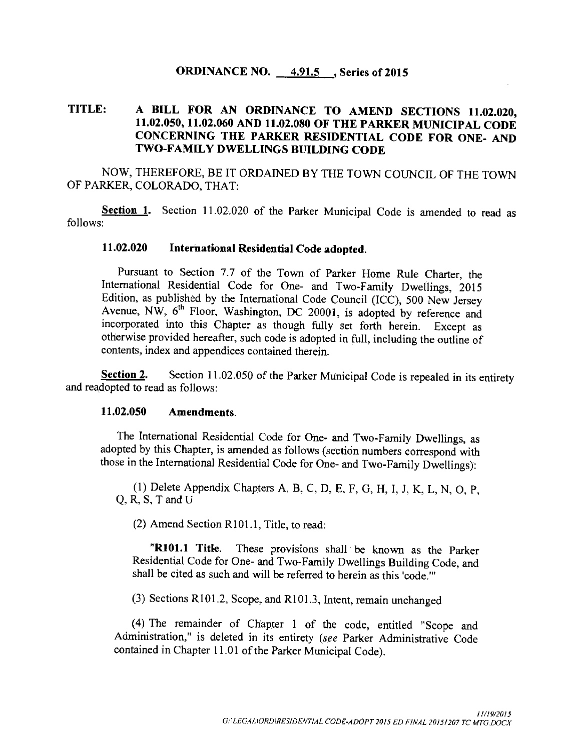**ORDINANCE NO. 4.91.5, Series of 2015**

**TITLE: A BILL FOR AN ORDINANCE TO AMEND SECTIONS 11.02.020, 11.02.050, 11.02.060 AND 11.02.080 OF THE PARKER MUNICIPAL CODE CONCERNING THE PARKER RESIDENTIAL CODE FOR ONE- AND TWO-FAMILY DWELLINGS BUILDING CODE**

NOW, THEREFORE, BE IT ORDAINED BY THE TOWN COUNCIL OF THE TOWN OF PARKER, COLORADO, THAT:

**Section 1.** Section 11.02.020 of the Parker Municipal Code is amended to read as follows:

**11.02.020 International Residential Code adopted.**

Pursuant to Section 7.7 of the Town of Parker Home Rule Charter, the International Residential Code for One- and Two-Family Dwellings, 2015 Edition, as published by the International Code Council (ICC), 500 New Jersey Avenue, NW, 6th Floor, Washington, DC 20001, is adopted by reference and incorporated into this Chapter as though fully set forth herein. Except as otherwise provided hereafter, such code is adopted in full, including the outline of contents, index and appendices contained therein.

**Section 2.** Section 11.02.050 of the Parker Municipal Code is repealed in its entirety and readopted to read as follows:

**11.02.050 Amendments.**

The International Residential Code for One- and Two-Family Dwellings, as adopted by this Chapter, is amended as follows (section numbers correspond with those in the International Residential Code for One- and Two-Family Dwellings):

(1) Delete Appendix Chapters A, B, C, D, E, F, G, H, I, J, K, L, N, O, P, Q, R, S, T and U

(2) Amend Section R101.1, Title, to read:

"**R101.1 Title.** These provisions shall be known as the Parker Residential Code for One- and Two-Family Dwellings Building Code, and shall be cited as such and will be referred to herein as this 'code.'"

(3) Sections R101.2, Scope, and R101.3, Intent, remain unchanged

(4) The remainder of Chapter 1 of the code, entitled "Scope and Administration," is deleted in its entirety (*see* Parker Administrative Code contained in Chapter 11.01 of the Parker Municipal Code).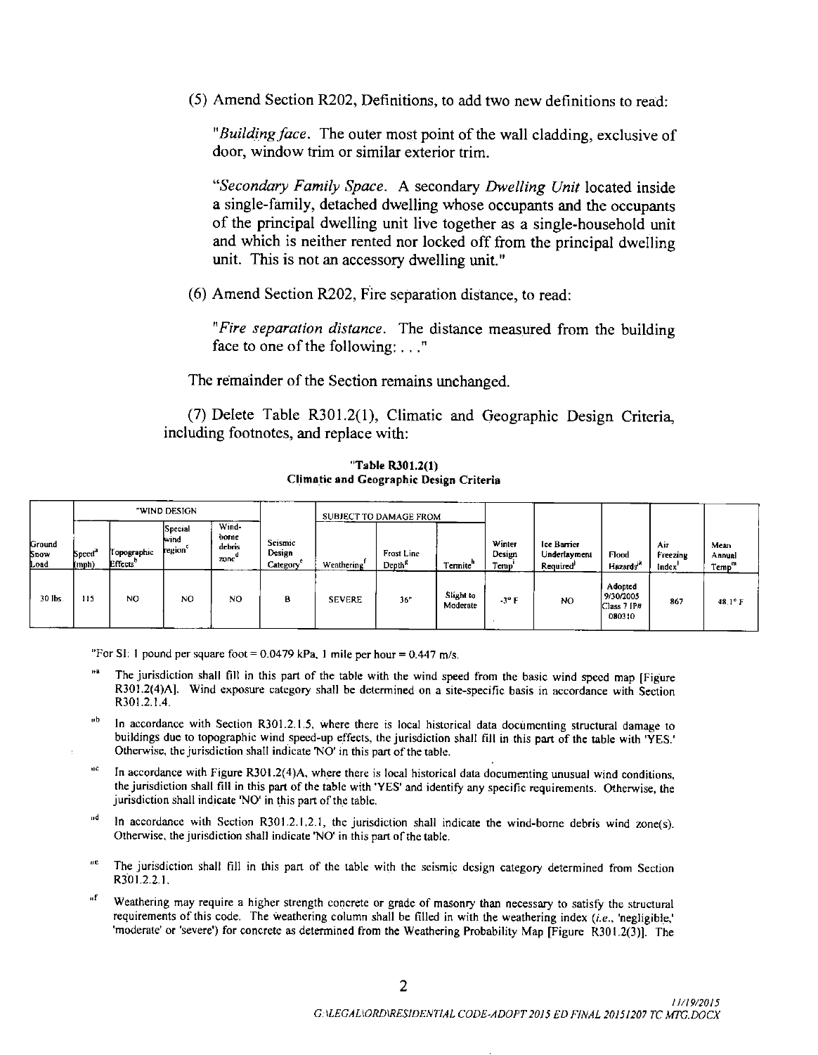(5) Amend Section R202, Definitions, to add two new definitions to read:

"*Building face*. The outer most point of the wall cladding, exclusive of door, window trim or similar exterior trim.

"*Secondary Family Space*. A secondary *Dwelling Unit* located inside a single-family, detached dwelling whose occupants and the occupants of the principal dwelling unit live together as a single-household unit and which is neither rented nor locked off from the principal dwelling unit. This is not an accessory dwelling unit."

(6) Amend Section R202, Fire separation distance, to read:

"*Fire separation distance*. The distance measured from the building face to one of the following: . . ."

The remainder of the Section remains unchanged.

(7) Delete Table R301.2(1), Climatic and Geographic Design Criteria, including footnotes, and replace with:

**"Table R301.2(1)**
**Climatic and Geographic Design Criteria**

| Ground Snow Load | "WIND DESIGN | | | | Seismic Design Category[e] | SUBJECT TO DAMAGE FROM | | | Winter Design Temp[i] | Ice Barrier Underlayment Required[j] | Flood Hazards[k] | Air Freezing Index[l] | Mean Annual Temp[m] |
|---|---|---|---|---|---|---|---|---|---|---|---|---|---|
| | Speed[a] (mph) | Topographic Effects[b] | Special wind region[c] | Wind-borne debris zone[d] | | Weathering[f] | Frost Line Depth[g] | Termite[h] | | | | | |
| 30 lbs. | 115 | NO | NO | NO | B | SEVERE | 36" | Slight to Moderate | -3° F | NO | Adopted 9/30/2005 Class 7 IP# 080310 | 867 | 48.1° F |

"For SI: 1 pound per square foot = 0.0479 kPa, 1 mile per hour = 0.447 m/s.

"[a] The jurisdiction shall fill in this part of the table with the wind speed from the basic wind speed map [Figure R301.2(4)A]. Wind exposure category shall be determined on a site-specific basis in accordance with Section R301.2.1.4.

"[b] In accordance with Section R301.2.1.5, where there is local historical data documenting structural damage to buildings due to topographic wind speed-up effects, the jurisdiction shall fill in this part of the table with 'YES.' Otherwise, the jurisdiction shall indicate 'NO' in this part of the table.

"[c] In accordance with Figure R301.2(4)A, where there is local historical data documenting unusual wind conditions, the jurisdiction shall fill in this part of the table with 'YES' and identify any specific requirements. Otherwise, the jurisdiction shall indicate 'NO' in this part of the table.

"[d] In accordance with Section R301.2.1.2.1, the jurisdiction shall indicate the wind-borne debris wind zone(s). Otherwise, the jurisdiction shall indicate 'NO' in this part of the table.

"[e] The jurisdiction shall fill in this part of the table with the seismic design category determined from Section R301.2.2.1.

"[f] Weathering may require a higher strength concrete or grade of masonry than necessary to satisfy the structural requirements of this code. The weathering column shall be filled in with the weathering index (*i.e.*, 'negligible,' 'moderate' or 'severe') for concrete as determined from the Weathering Probability Map [Figure R301.2(3)]. The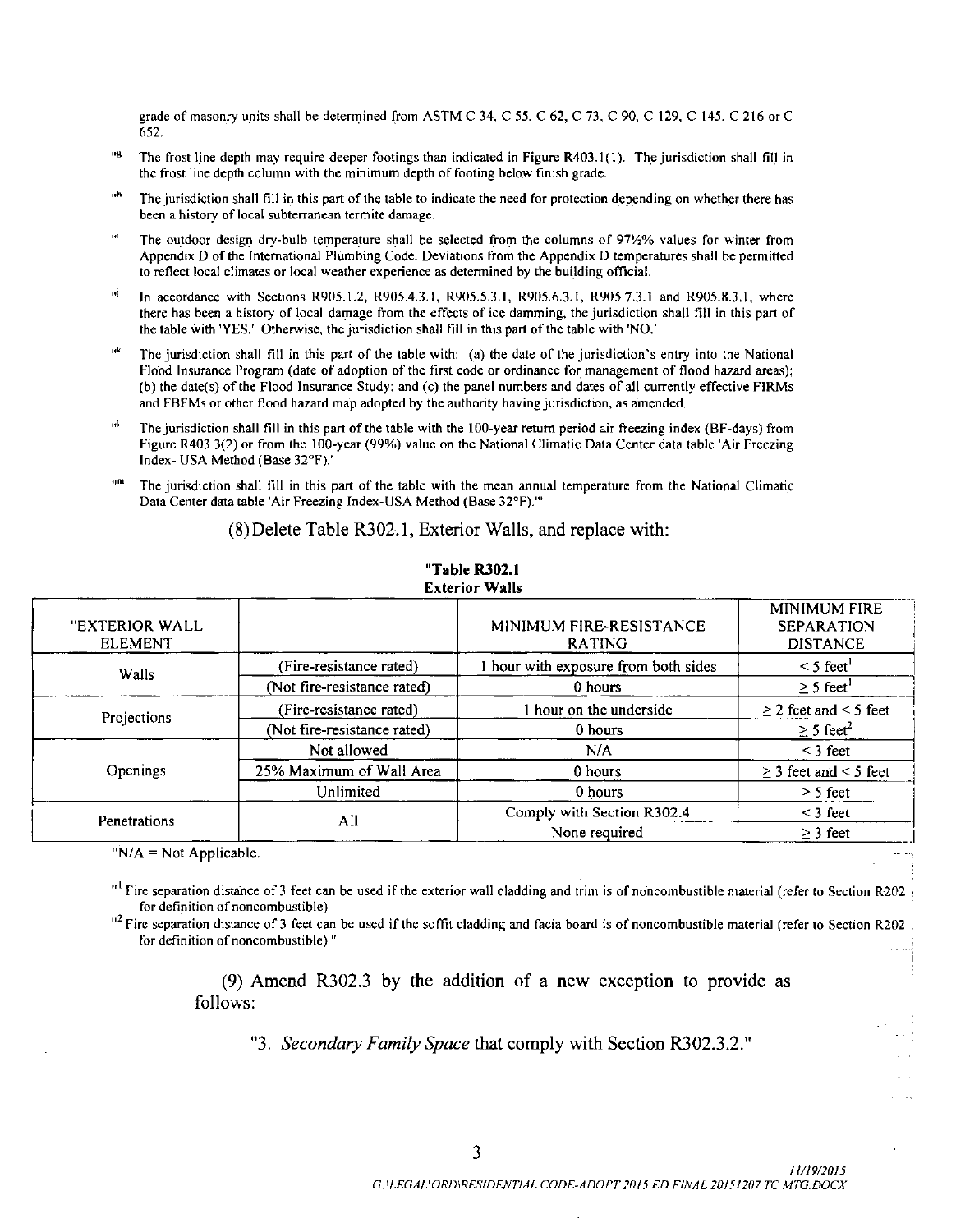grade of masonry units shall be determined from ASTM C 34, C 55, C 62, C 73, C 90, C 129, C 145, C 216 or C 652.

"g The frost line depth may require deeper footings than indicated in Figure R403.1(1). The jurisdiction shall fill in the frost line depth column with the minimum depth of footing below finish grade.

"h The jurisdiction shall fill in this part of the table to indicate the need for protection depending on whether there has been a history of local subterranean termite damage.

"i The outdoor design dry-bulb temperature shall be selected from the columns of 97½% values for winter from Appendix D of the International Plumbing Code. Deviations from the Appendix D temperatures shall be permitted to reflect local climates or local weather experience as determined by the building official.

"j In accordance with Sections R905.1.2, R905.4.3.1, R905.5.3.1, R905.6.3.1, R905.7.3.1 and R905.8.3.1, where there has been a history of local damage from the effects of ice damming, the jurisdiction shall fill in this part of the table with 'YES.' Otherwise, the jurisdiction shall fill in this part of the table with 'NO.'

"k The jurisdiction shall fill in this part of the table with: (a) the date of the jurisdiction's entry into the National Flood Insurance Program (date of adoption of the first code or ordinance for management of flood hazard areas); (b) the date(s) of the Flood Insurance Study; and (c) the panel numbers and dates of all currently effective FIRMs and FBFMs or other flood hazard map adopted by the authority having jurisdiction, as amended.

"l The jurisdiction shall fill in this part of the table with the 100-year return period air freezing index (BF-days) from Figure R403.3(2) or from the 100-year (99%) value on the National Climatic Data Center data table 'Air Freezing Index- USA Method (Base 32°F).'

"m The jurisdiction shall fill in this part of the table with the mean annual temperature from the National Climatic Data Center data table 'Air Freezing Index-USA Method (Base 32°F).'"

(8) Delete Table R302.1, Exterior Walls, and replace with:

**"Table R302.1**
**Exterior Walls**

| "EXTERIOR WALL ELEMENT | | MINIMUM FIRE-RESISTANCE RATING | MINIMUM FIRE SEPARATION DISTANCE |
|---|---|---|---|
| Walls | (Fire-resistance rated) | 1 hour with exposure from both sides | < 5 feet[1] |
| | (Not fire-resistance rated) | 0 hours | ≥ 5 feet[1] |
| Projections | (Fire-resistance rated) | 1 hour on the underside | ≥ 2 feet and < 5 feet |
| | (Not fire-resistance rated) | 0 hours | ≥ 5 feet[2] |
| Openings | Not allowed | N/A | < 3 feet |
| | 25% Maximum of Wall Area | 0 hours | ≥ 3 feet and < 5 feet |
| | Unlimited | 0 hours | ≥ 5 feet |
| Penetrations | All | Comply with Section R302.4 | < 3 feet |
| | | None required | ≥ 3 feet |

"N/A = Not Applicable.

"[1] Fire separation distance of 3 feet can be used if the exterior wall cladding and trim is of noncombustible material (refer to Section R202 for definition of noncombustible).

"[2] Fire separation distance of 3 feet can be used if the soffit cladding and facia board is of noncombustible material (refer to Section R202 for definition of noncombustible)."

(9) Amend R302.3 by the addition of a new exception to provide as follows:

"3. *Secondary Family Space* that comply with Section R302.3.2."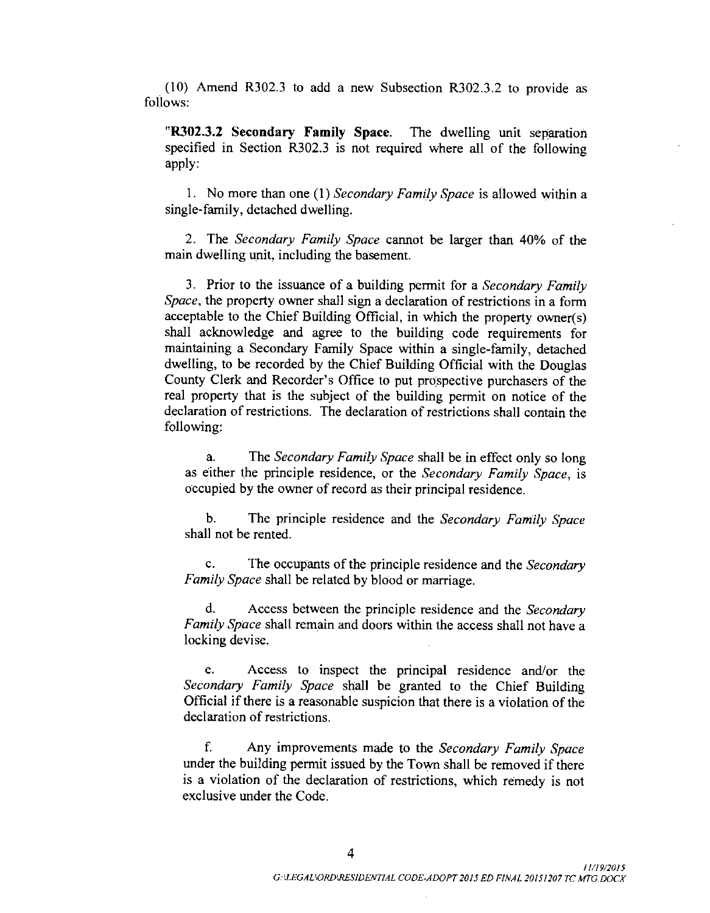(10) Amend R302.3 to add a new Subsection R302.3.2 to provide as follows:

"**R302.3.2 Secondary Family Space.** The dwelling unit separation specified in Section R302.3 is not required where all of the following apply:

1. No more than one (1) *Secondary Family Space* is allowed within a single-family, detached dwelling.

2. The *Secondary Family Space* cannot be larger than 40% of the main dwelling unit, including the basement.

3. Prior to the issuance of a building permit for a *Secondary Family Space*, the property owner shall sign a declaration of restrictions in a form acceptable to the Chief Building Official, in which the property owner(s) shall acknowledge and agree to the building code requirements for maintaining a Secondary Family Space within a single-family, detached dwelling, to be recorded by the Chief Building Official with the Douglas County Clerk and Recorder's Office to put prospective purchasers of the real property that is the subject of the building permit on notice of the declaration of restrictions. The declaration of restrictions shall contain the following:

   a. The *Secondary Family Space* shall be in effect only so long as either the principle residence, or the *Secondary Family Space*, is occupied by the owner of record as their principal residence.

   b. The principle residence and the *Secondary Family Space* shall not be rented.

   c. The occupants of the principle residence and the *Secondary Family Space* shall be related by blood or marriage.

   d. Access between the principle residence and the *Secondary Family Space* shall remain and doors within the access shall not have a locking devise.

   e. Access to inspect the principal residence and/or the *Secondary Family Space* shall be granted to the Chief Building Official if there is a reasonable suspicion that there is a violation of the declaration of restrictions.

   f. Any improvements made to the *Secondary Family Space* under the building permit issued by the Town shall be removed if there is a violation of the declaration of restrictions, which remedy is not exclusive under the Code.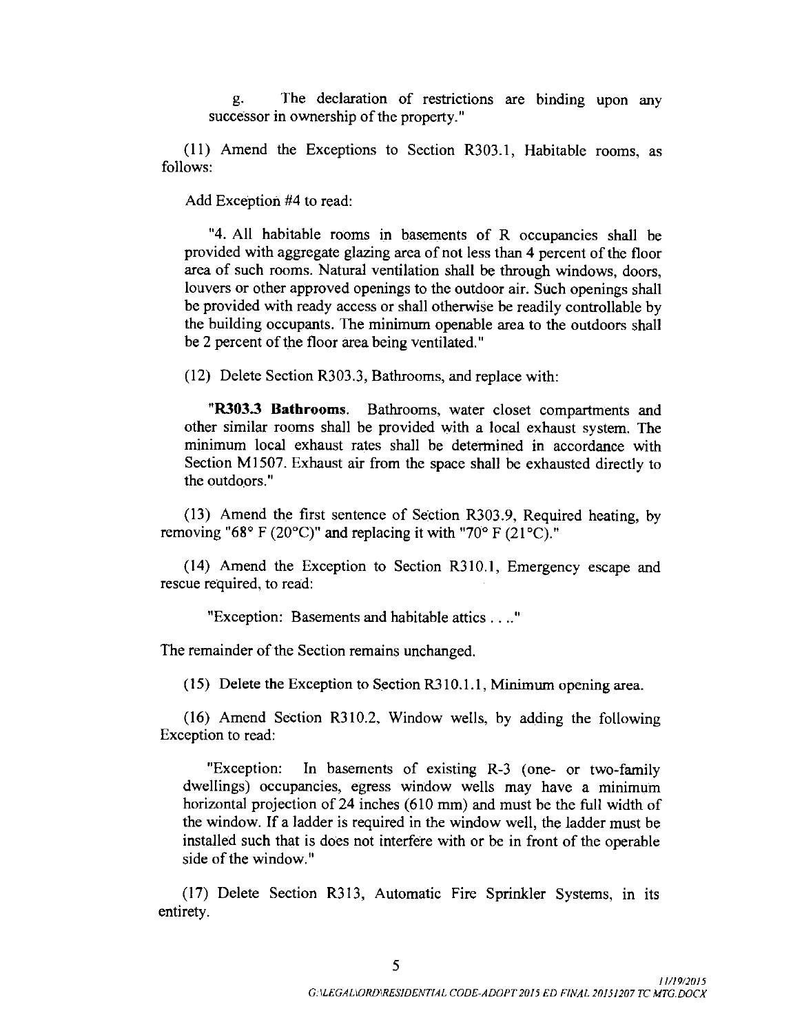g. The declaration of restrictions are binding upon any successor in ownership of the property."

(11) Amend the Exceptions to Section R303.1, Habitable rooms, as follows:

Add Exception #4 to read:

"4. All habitable rooms in basements of R occupancies shall be provided with aggregate glazing area of not less than 4 percent of the floor area of such rooms. Natural ventilation shall be through windows, doors, louvers or other approved openings to the outdoor air. Such openings shall be provided with ready access or shall otherwise be readily controllable by the building occupants. The minimum openable area to the outdoors shall be 2 percent of the floor area being ventilated."

(12) Delete Section R303.3, Bathrooms, and replace with:

"**R303.3 Bathrooms**. Bathrooms, water closet compartments and other similar rooms shall be provided with a local exhaust system. The minimum local exhaust rates shall be determined in accordance with Section M1507. Exhaust air from the space shall be exhausted directly to the outdoors."

(13) Amend the first sentence of Section R303.9, Required heating, by removing "68° F (20°C)" and replacing it with "70° F (21°C)."

(14) Amend the Exception to Section R310.1, Emergency escape and rescue required, to read:

"Exception: Basements and habitable attics . . .."

The remainder of the Section remains unchanged.

(15) Delete the Exception to Section R310.1.1, Minimum opening area.

(16) Amend Section R310.2, Window wells, by adding the following Exception to read:

"Exception: In basements of existing R-3 (one- or two-family dwellings) occupancies, egress window wells may have a minimum horizontal projection of 24 inches (610 mm) and must be the full width of the window. If a ladder is required in the window well, the ladder must be installed such that is does not interfere with or be in front of the operable side of the window."

(17) Delete Section R313, Automatic Fire Sprinkler Systems, in its entirety.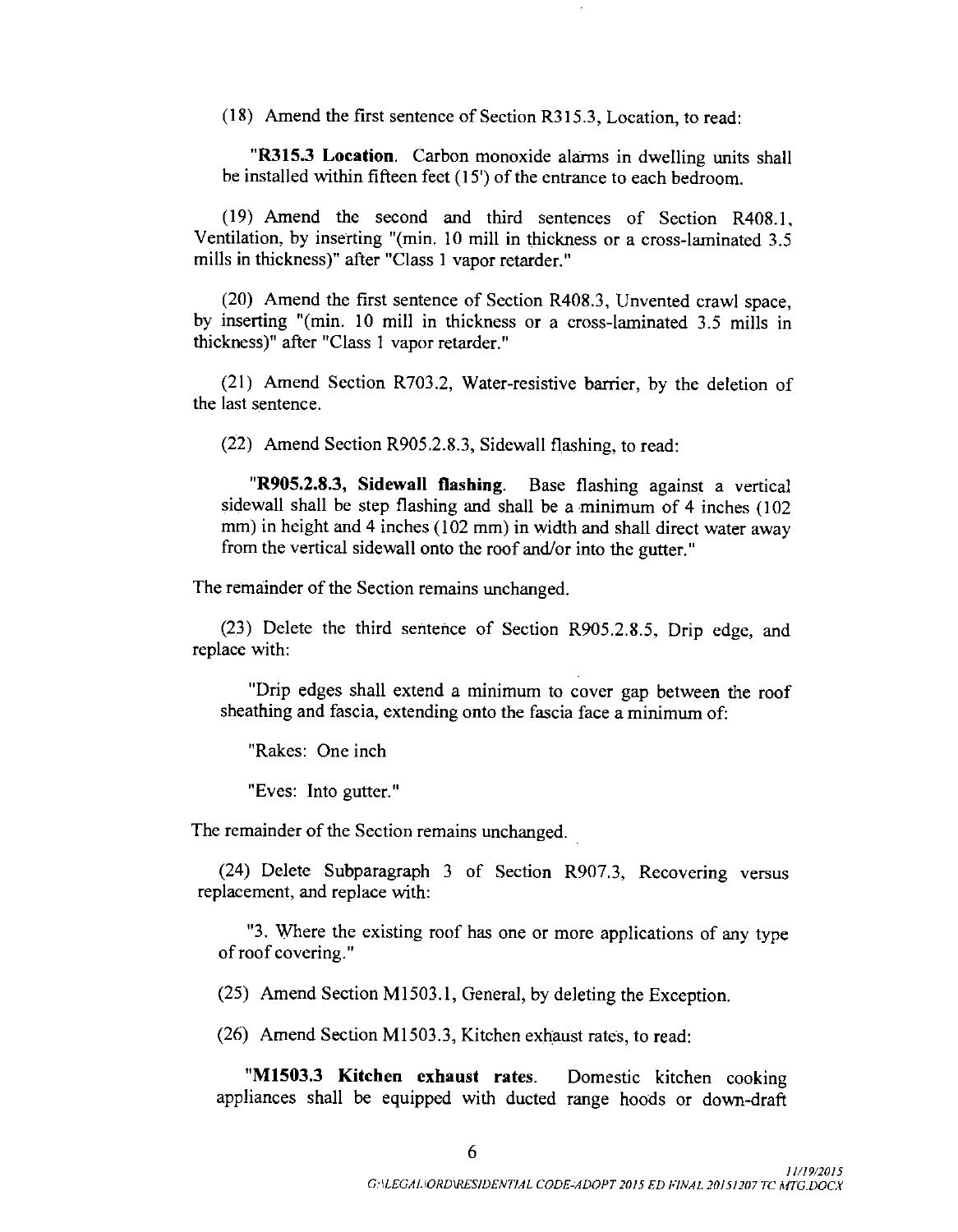(18) Amend the first sentence of Section R315.3, Location, to read:

"**R315.3 Location**. Carbon monoxide alarms in dwelling units shall be installed within fifteen feet (15') of the entrance to each bedroom.

(19) Amend the second and third sentences of Section R408.1, Ventilation, by inserting "(min. 10 mill in thickness or a cross-laminated 3.5 mills in thickness)" after "Class 1 vapor retarder."

(20) Amend the first sentence of Section R408.3, Unvented crawl space, by inserting "(min. 10 mill in thickness or a cross-laminated 3.5 mills in thickness)" after "Class 1 vapor retarder."

(21) Amend Section R703.2, Water-resistive barrier, by the deletion of the last sentence.

(22) Amend Section R905.2.8.3, Sidewall flashing, to read:

"**R905.2.8.3, Sidewall flashing**. Base flashing against a vertical sidewall shall be step flashing and shall be a minimum of 4 inches (102 mm) in height and 4 inches (102 mm) in width and shall direct water away from the vertical sidewall onto the roof and/or into the gutter."

The remainder of the Section remains unchanged.

(23) Delete the third sentence of Section R905.2.8.5, Drip edge, and replace with:

"Drip edges shall extend a minimum to cover gap between the roof sheathing and fascia, extending onto the fascia face a minimum of:

"Rakes: One inch

"Eves: Into gutter."

The remainder of the Section remains unchanged.

(24) Delete Subparagraph 3 of Section R907.3, Recovering versus replacement, and replace with:

"3. Where the existing roof has one or more applications of any type of roof covering."

(25) Amend Section M1503.1, General, by deleting the Exception.

(26) Amend Section M1503.3, Kitchen exhaust rates, to read:

"**M1503.3 Kitchen exhaust rates**. Domestic kitchen cooking appliances shall be equipped with ducted range hoods or down-draft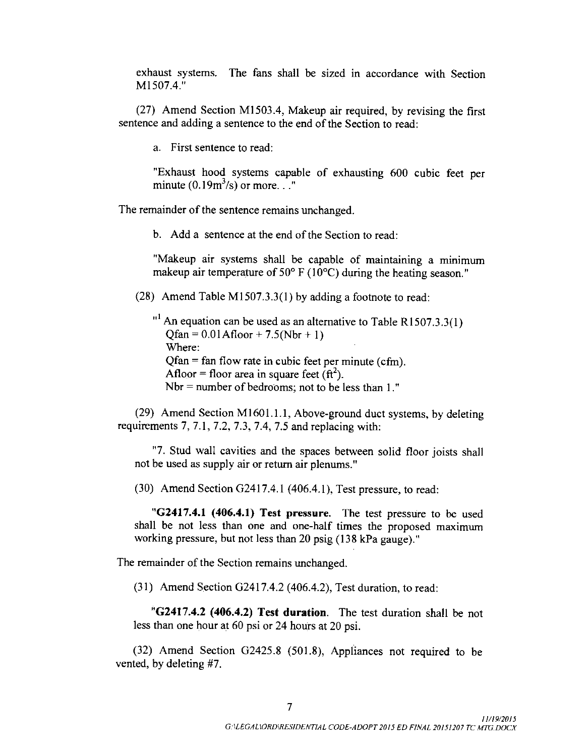exhaust systems. The fans shall be sized in accordance with Section M1507.4."

(27) Amend Section M1503.4, Makeup air required, by revising the first sentence and adding a sentence to the end of the Section to read:

a. First sentence to read:

"Exhaust hood systems capable of exhausting 600 cubic feet per minute ($0.19 m^3/s$) or more. . ."

The remainder of the sentence remains unchanged.

b. Add a sentence at the end of the Section to read:

"Makeup air systems shall be capable of maintaining a minimum makeup air temperature of 50° F (10°C) during the heating season."

(28) Amend Table M1507.3.3(1) by adding a footnote to read:

"[1] An equation can be used as an alternative to Table R1507.3.3(1)
Qfan = 0.01Afloor + 7.5(Nbr + 1)
Where:
Qfan = fan flow rate in cubic feet per minute (cfm).
Afloor = floor area in square feet ($ft^2$).
Nbr = number of bedrooms; not to be less than 1."

(29) Amend Section M1601.1.1, Above-ground duct systems, by deleting requirements 7, 7.1, 7.2, 7.3, 7.4, 7.5 and replacing with:

"7. Stud wall cavities and the spaces between solid floor joists shall not be used as supply air or return air plenums."

(30) Amend Section G2417.4.1 (406.4.1), Test pressure, to read:

"**G2417.4.1 (406.4.1) Test pressure.** The test pressure to be used shall be not less than one and one-half times the proposed maximum working pressure, but not less than 20 psig (138 kPa gauge)."

The remainder of the Section remains unchanged.

(31) Amend Section G2417.4.2 (406.4.2), Test duration, to read:

"**G2417.4.2 (406.4.2) Test duration**. The test duration shall be not less than one hour at 60 psi or 24 hours at 20 psi.

(32) Amend Section G2425.8 (501.8), Appliances not required to be vented, by deleting #7.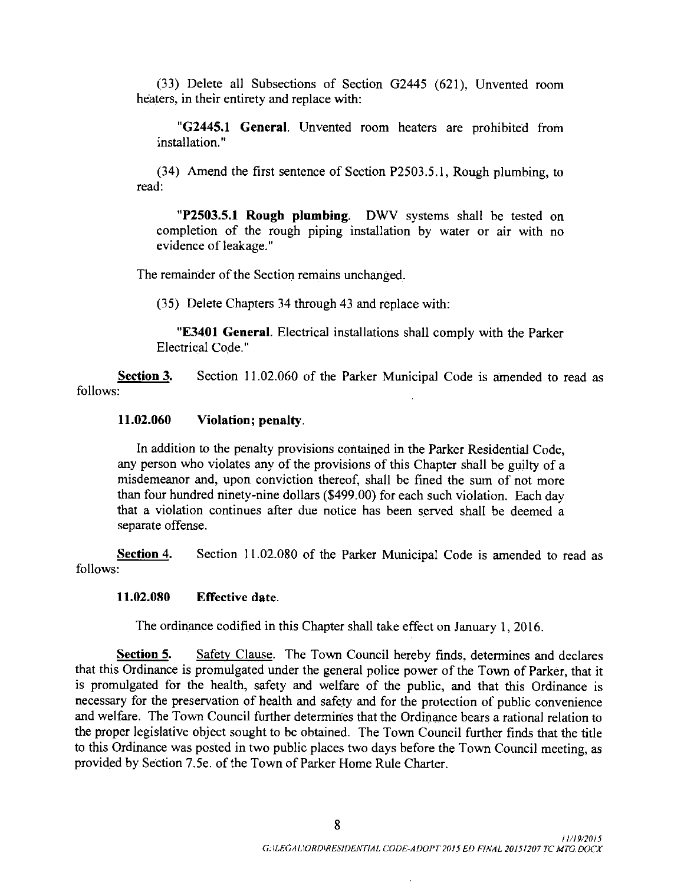(33) Delete all Subsections of Section G2445 (621), Unvented room heaters, in their entirety and replace with:

> "**G2445.1 General**. Unvented room heaters are prohibited from installation."

(34) Amend the first sentence of Section P2503.5.1, Rough plumbing, to read:

> "**P2503.5.1 Rough plumbing**. DWV systems shall be tested on completion of the rough piping installation by water or air with no evidence of leakage."

The remainder of the Section remains unchanged.

(35) Delete Chapters 34 through 43 and replace with:

> "**E3401 General**. Electrical installations shall comply with the Parker Electrical Code."

**Section 3.** Section 11.02.060 of the Parker Municipal Code is amended to read as follows:

**11.02.060 Violation; penalty.**

In addition to the penalty provisions contained in the Parker Residential Code, any person who violates any of the provisions of this Chapter shall be guilty of a misdemeanor and, upon conviction thereof, shall be fined the sum of not more than four hundred ninety-nine dollars ($499.00) for each such violation. Each day that a violation continues after due notice has been served shall be deemed a separate offense.

**Section 4.** Section 11.02.080 of the Parker Municipal Code is amended to read as follows:

**11.02.080 Effective date.**

The ordinance codified in this Chapter shall take effect on January 1, 2016.

**Section 5.** Safety Clause. The Town Council hereby finds, determines and declares that this Ordinance is promulgated under the general police power of the Town of Parker, that it is promulgated for the health, safety and welfare of the public, and that this Ordinance is necessary for the preservation of health and safety and for the protection of public convenience and welfare. The Town Council further determines that the Ordinance bears a rational relation to the proper legislative object sought to be obtained. The Town Council further finds that the title to this Ordinance was posted in two public places two days before the Town Council meeting, as provided by Section 7.5e. of the Town of Parker Home Rule Charter.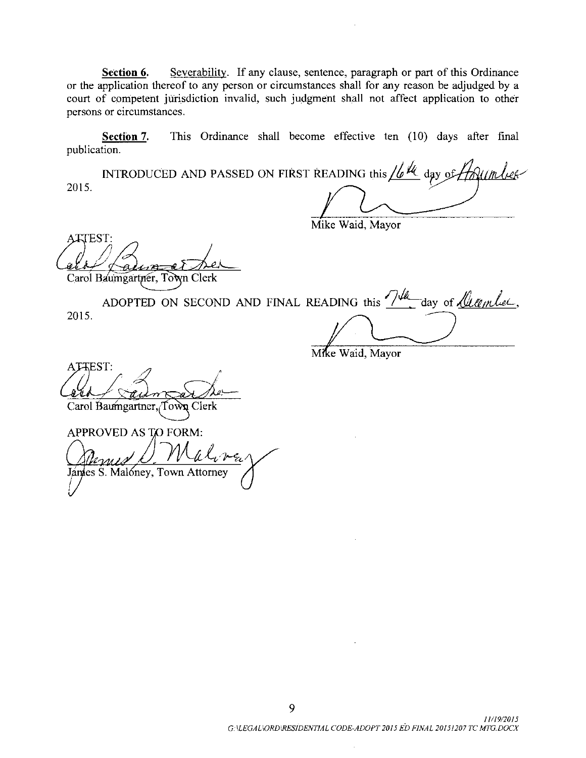**Section 6.** Severability. If any clause, sentence, paragraph or part of this Ordinance or the application thereof to any person or circumstances shall for any reason be adjudged by a court of competent jurisdiction invalid, such judgment shall not affect application to other persons or circumstances.

**Section 7.** This Ordinance shall become effective ten (10) days after final publication.

INTRODUCED AND PASSED ON FIRST READING this 16th day of November 2015.

Mike Waid, Mayor

ATTEST:

Carol Baumgartner, Town Clerk

ADOPTED ON SECOND AND FINAL READING this 7th day of December, 2015.

Mike Waid, Mayor

ATTEST:

Carol Baumgartner, Town Clerk

APPROVED AS TO FORM:

James S. Maloney, Town Attorney

11/19/2015
G:\LEGAL\ORD\RESIDENTIAL CODE-ADOPT 2015 ED FINAL 20151207 TC MTG.DOCX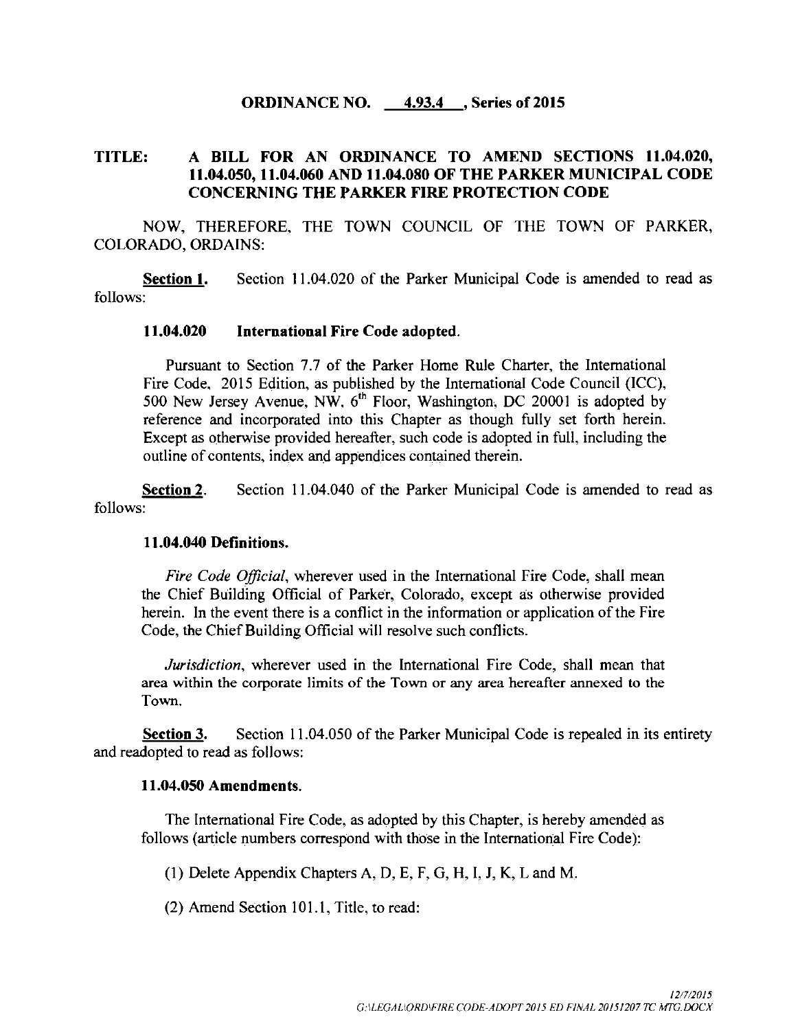**ORDINANCE NO. 4.93.4 , Series of 2015**

**TITLE: A BILL FOR AN ORDINANCE TO AMEND SECTIONS 11.04.020, 11.04.050, 11.04.060 AND 11.04.080 OF THE PARKER MUNICIPAL CODE CONCERNING THE PARKER FIRE PROTECTION CODE**

NOW, THEREFORE, THE TOWN COUNCIL OF THE TOWN OF PARKER, COLORADO, ORDAINS:

**Section 1.** Section 11.04.020 of the Parker Municipal Code is amended to read as follows:

**11.04.020 International Fire Code adopted.**

Pursuant to Section 7.7 of the Parker Home Rule Charter, the International Fire Code, 2015 Edition, as published by the International Code Council (ICC), 500 New Jersey Avenue, NW, 6th Floor, Washington, DC 20001 is adopted by reference and incorporated into this Chapter as though fully set forth herein. Except as otherwise provided hereafter, such code is adopted in full, including the outline of contents, index and appendices contained therein.

**Section 2.** Section 11.04.040 of the Parker Municipal Code is amended to read as follows:

**11.04.040 Definitions.**

*Fire Code Official*, wherever used in the International Fire Code, shall mean the Chief Building Official of Parker, Colorado, except as otherwise provided herein. In the event there is a conflict in the information or application of the Fire Code, the Chief Building Official will resolve such conflicts.

*Jurisdiction*, wherever used in the International Fire Code, shall mean that area within the corporate limits of the Town or any area hereafter annexed to the Town.

**Section 3.** Section 11.04.050 of the Parker Municipal Code is repealed in its entirety and readopted to read as follows:

**11.04.050 Amendments.**

The International Fire Code, as adopted by this Chapter, is hereby amended as follows (article numbers correspond with those in the International Fire Code):

(1) Delete Appendix Chapters A, D, E, F, G, H, I, J, K, L and M.

(2) Amend Section 101.1, Title, to read: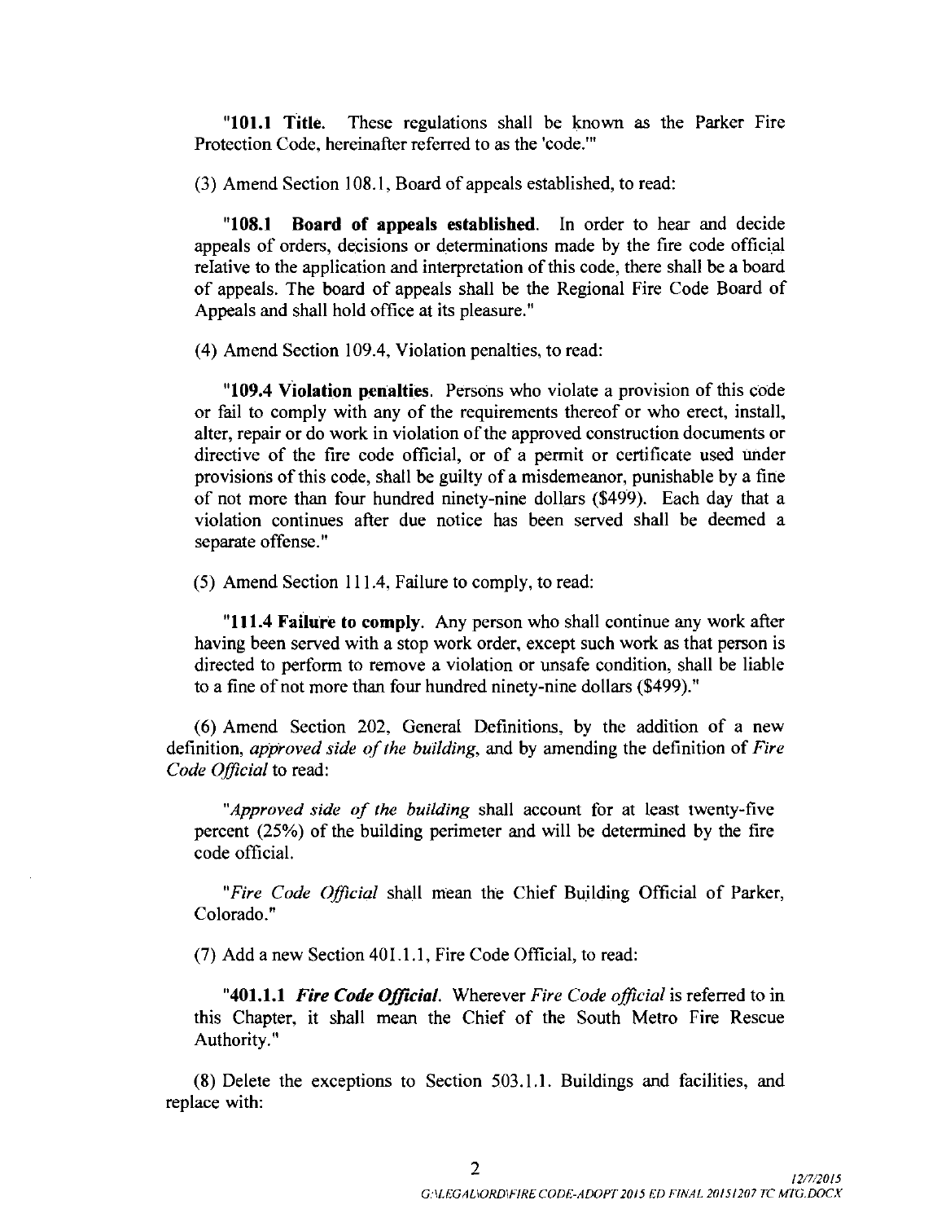"**101.1 Title.** These regulations shall be known as the Parker Fire Protection Code, hereinafter referred to as the 'code.'"

(3) Amend Section 108.1, Board of appeals established, to read:

"**108.1 Board of appeals established**. In order to hear and decide appeals of orders, decisions or determinations made by the fire code official relative to the application and interpretation of this code, there shall be a board of appeals. The board of appeals shall be the Regional Fire Code Board of Appeals and shall hold office at its pleasure."

(4) Amend Section 109.4, Violation penalties, to read:

"**109.4 Violation penalties**. Persons who violate a provision of this code or fail to comply with any of the requirements thereof or who erect, install, alter, repair or do work in violation of the approved construction documents or directive of the fire code official, or of a permit or certificate used under provisions of this code, shall be guilty of a misdemeanor, punishable by a fine of not more than four hundred ninety-nine dollars ($499). Each day that a violation continues after due notice has been served shall be deemed a separate offense."

(5) Amend Section 111.4, Failure to comply, to read:

"**111.4 Failure to comply**. Any person who shall continue any work after having been served with a stop work order, except such work as that person is directed to perform to remove a violation or unsafe condition, shall be liable to a fine of not more than four hundred ninety-nine dollars ($499)."

(6) Amend Section 202, General Definitions, by the addition of a new definition, *approved side of the building*, and by amending the definition of *Fire Code Official* to read:

"*Approved side of the building* shall account for at least twenty-five percent (25%) of the building perimeter and will be determined by the fire code official.

"*Fire Code Official* shall mean the Chief Building Official of Parker, Colorado."

(7) Add a new Section 401.1.1, Fire Code Official, to read:

"**401.1.1** ***Fire Code Official***. Wherever *Fire Code official* is referred to in this Chapter, it shall mean the Chief of the South Metro Fire Rescue Authority."

(8) Delete the exceptions to Section 503.1.1. Buildings and facilities, and replace with: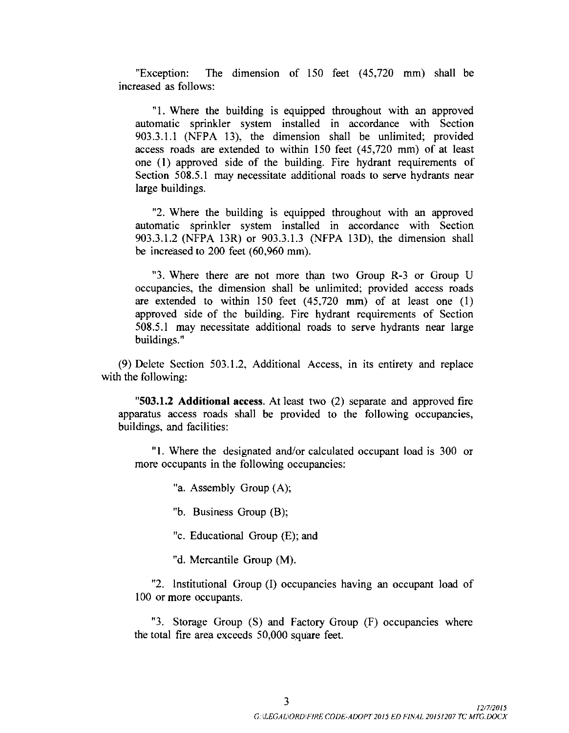"Exception: The dimension of 150 feet (45,720 mm) shall be increased as follows:

"1. Where the building is equipped throughout with an approved automatic sprinkler system installed in accordance with Section 903.3.1.1 (NFPA 13), the dimension shall be unlimited; provided access roads are extended to within 150 feet (45,720 mm) of at least one (1) approved side of the building. Fire hydrant requirements of Section 508.5.1 may necessitate additional roads to serve hydrants near large buildings.

"2. Where the building is equipped throughout with an approved automatic sprinkler system installed in accordance with Section 903.3.1.2 (NFPA 13R) or 903.3.1.3 (NFPA 13D), the dimension shall be increased to 200 feet (60,960 mm).

"3. Where there are not more than two Group R-3 or Group U occupancies, the dimension shall be unlimited; provided access roads are extended to within 150 feet (45,720 mm) of at least one (1) approved side of the building. Fire hydrant requirements of Section 508.5.1 may necessitate additional roads to serve hydrants near large buildings."

(9) Delete Section 503.1.2, Additional Access, in its entirety and replace with the following:

"**503.1.2 Additional access**. At least two (2) separate and approved fire apparatus access roads shall be provided to the following occupancies, buildings, and facilities:

"1. Where the designated and/or calculated occupant load is 300 or more occupants in the following occupancies:

"a. Assembly Group (A);

"b. Business Group (B);

"c. Educational Group (E); and

"d. Mercantile Group (M).

"2. Institutional Group (I) occupancies having an occupant load of 100 or more occupants.

"3. Storage Group (S) and Factory Group (F) occupancies where the total fire area exceeds 50,000 square feet.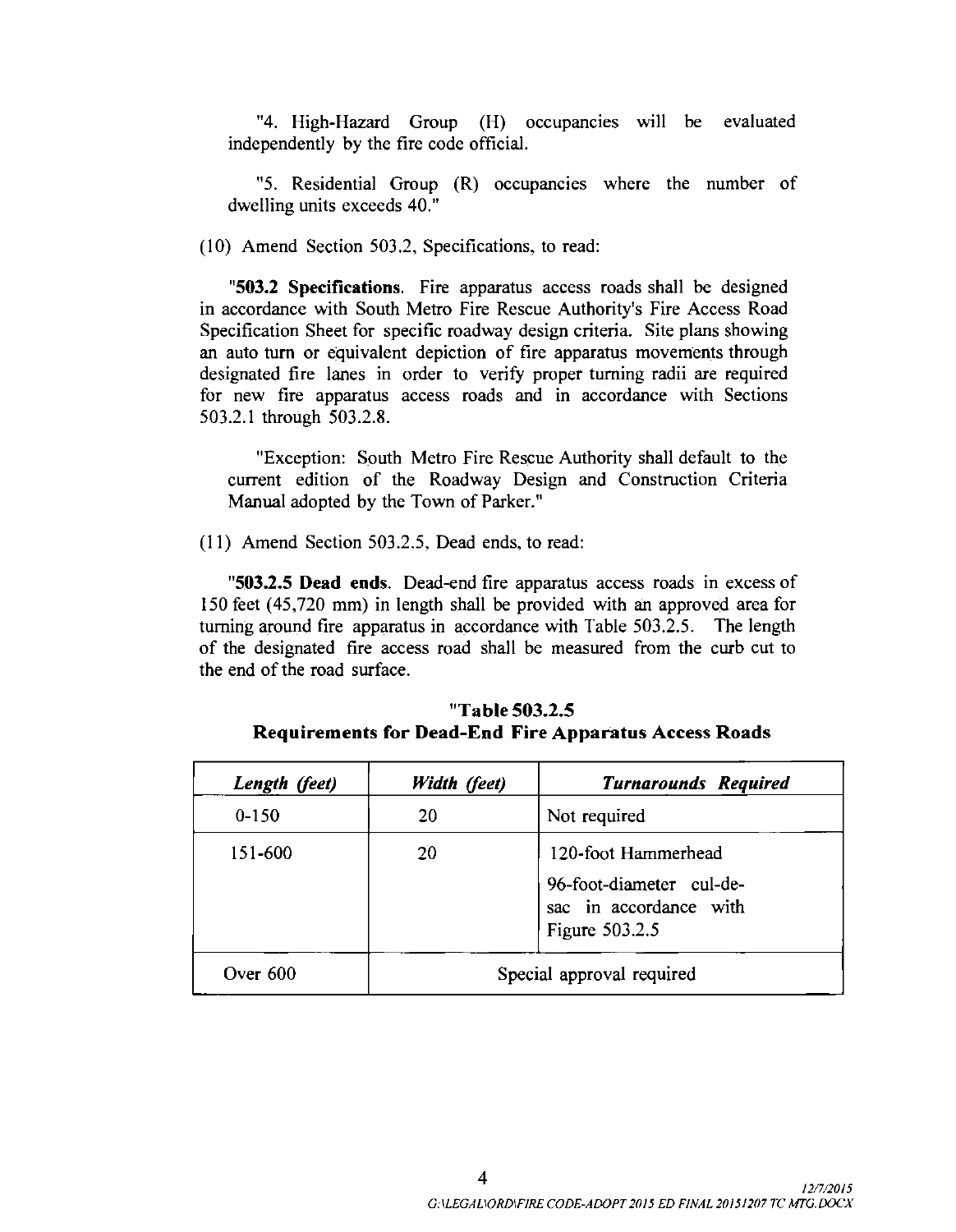"4. High-Hazard Group (H) occupancies will be evaluated independently by the fire code official.

"5. Residential Group (R) occupancies where the number of dwelling units exceeds 40."

(10) Amend Section 503.2, Specifications, to read:

"**503.2 Specifications**. Fire apparatus access roads shall be designed in accordance with South Metro Fire Rescue Authority's Fire Access Road Specification Sheet for specific roadway design criteria. Site plans showing an auto turn or equivalent depiction of fire apparatus movements through designated fire lanes in order to verify proper turning radii are required for new fire apparatus access roads and in accordance with Sections 503.2.1 through 503.2.8.

"Exception: South Metro Fire Rescue Authority shall default to the current edition of the Roadway Design and Construction Criteria Manual adopted by the Town of Parker."

(11) Amend Section 503.2.5, Dead ends, to read:

"**503.2.5 Dead ends**. Dead-end fire apparatus access roads in excess of 150 feet (45,720 mm) in length shall be provided with an approved area for turning around fire apparatus in accordance with Table 503.2.5. The length of the designated fire access road shall be measured from the curb cut to the end of the road surface.

**"Table 503.2.5**
**Requirements for Dead-End Fire Apparatus Access Roads**

| *Length (feet)* | *Width (feet)* | *Turnarounds Required* |
|---|---|---|
| 0-150 | 20 | Not required |
| 151-600 | 20 | 120-foot Hammerhead<br>96-foot-diameter cul-de-sac in accordance with Figure 503.2.5 |
| Over 600 | Special approval required | |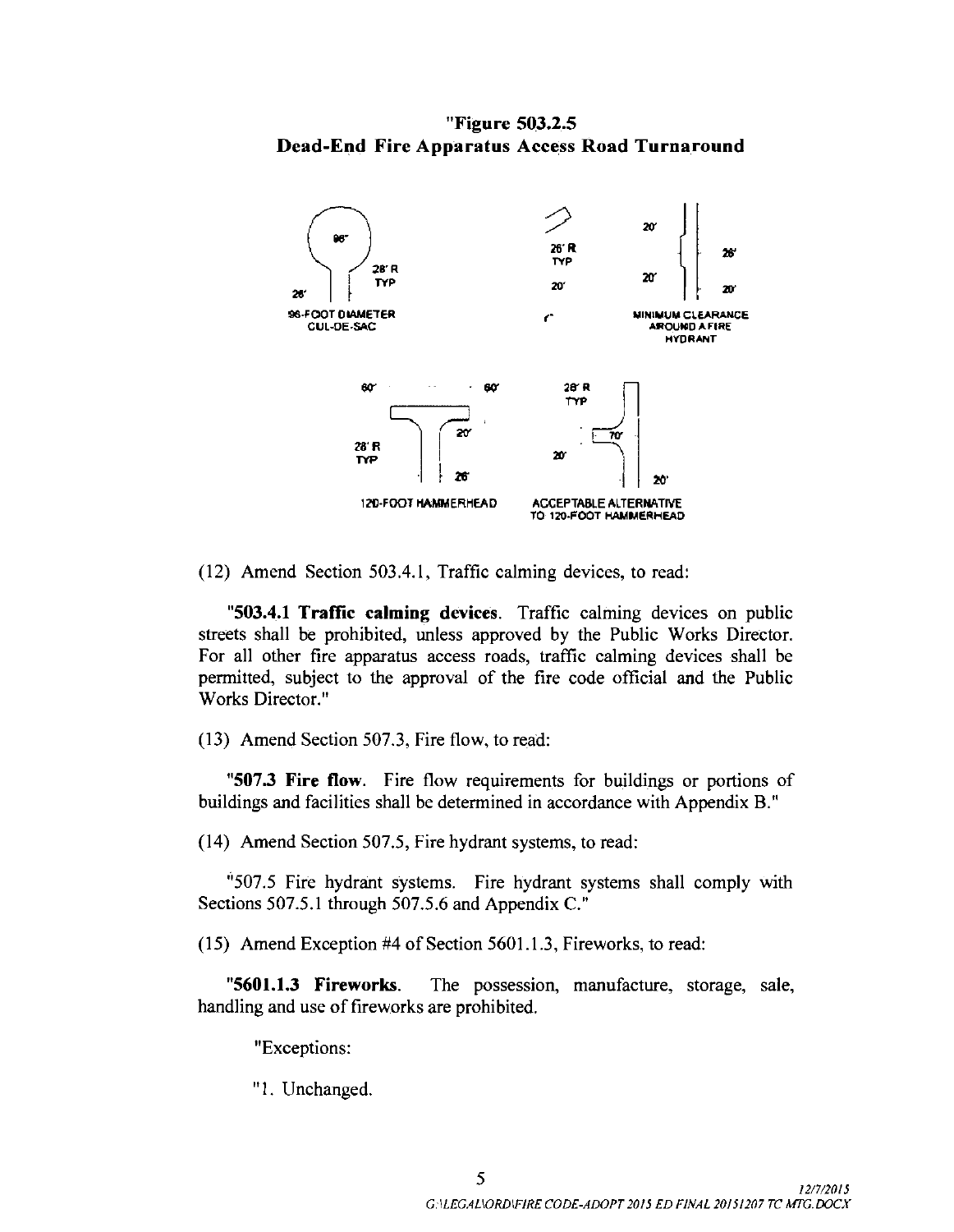**"Figure 503.2.5**
**Dead-End Fire Apparatus Access Road Turnaround**

96-FOOT DIAMETER CUL-DE-SAC

MINIMUM CLEARANCE AROUND A FIRE HYDRANT

120-FOOT HAMMERHEAD

ACCEPTABLE ALTERNATIVE TO 120-FOOT HAMMERHEAD

(12) Amend Section 503.4.1, Traffic calming devices, to read:

"**503.4.1 Traffic calming devices**. Traffic calming devices on public streets shall be prohibited, unless approved by the Public Works Director. For all other fire apparatus access roads, traffic calming devices shall be permitted, subject to the approval of the fire code official and the Public Works Director."

(13) Amend Section 507.3, Fire flow, to read:

"**507.3 Fire flow**. Fire flow requirements for buildings or portions of buildings and facilities shall be determined in accordance with Appendix B."

(14) Amend Section 507.5, Fire hydrant systems, to read:

"507.5 Fire hydrant systems. Fire hydrant systems shall comply with Sections 507.5.1 through 507.5.6 and Appendix C."

(15) Amend Exception #4 of Section 5601.1.3, Fireworks, to read:

"**5601.1.3 Fireworks**. The possession, manufacture, storage, sale, handling and use of fireworks are prohibited.

"Exceptions:

"1. Unchanged.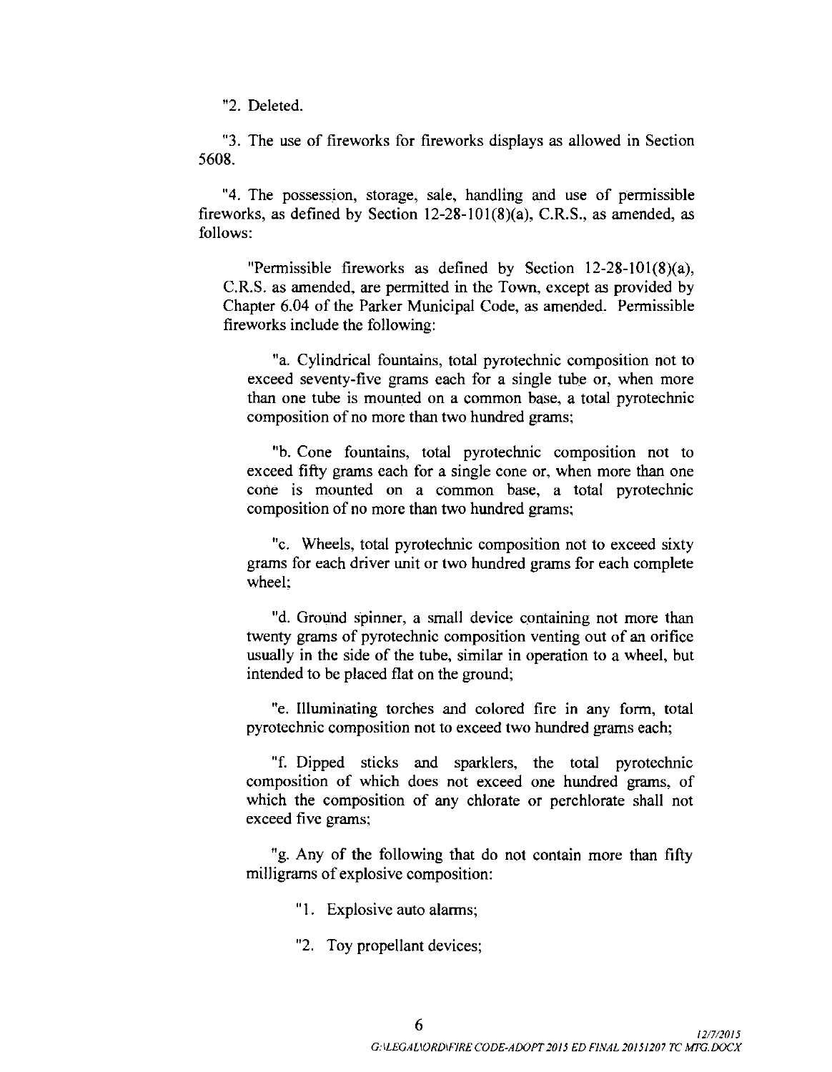"2. Deleted.

"3. The use of fireworks for fireworks displays as allowed in Section 5608.

"4. The possession, storage, sale, handling and use of permissible fireworks, as defined by Section 12-28-101(8)(a), C.R.S., as amended, as follows:

> "Permissible fireworks as defined by Section 12-28-101(8)(a), C.R.S. as amended, are permitted in the Town, except as provided by Chapter 6.04 of the Parker Municipal Code, as amended. Permissible fireworks include the following:
>
> > "a. Cylindrical fountains, total pyrotechnic composition not to exceed seventy-five grams each for a single tube or, when more than one tube is mounted on a common base, a total pyrotechnic composition of no more than two hundred grams;
> >
> > "b. Cone fountains, total pyrotechnic composition not to exceed fifty grams each for a single cone or, when more than one cone is mounted on a common base, a total pyrotechnic composition of no more than two hundred grams;
> >
> > "c. Wheels, total pyrotechnic composition not to exceed sixty grams for each driver unit or two hundred grams for each complete wheel;
> >
> > "d. Ground spinner, a small device containing not more than twenty grams of pyrotechnic composition venting out of an orifice usually in the side of the tube, similar in operation to a wheel, but intended to be placed flat on the ground;
> >
> > "e. Illuminating torches and colored fire in any form, total pyrotechnic composition not to exceed two hundred grams each;
> >
> > "f. Dipped sticks and sparklers, the total pyrotechnic composition of which does not exceed one hundred grams, of which the composition of any chlorate or perchlorate shall not exceed five grams;
> >
> > "g. Any of the following that do not contain more than fifty milligrams of explosive composition:
> >
> > > "1. Explosive auto alarms;
> > >
> > > "2. Toy propellant devices;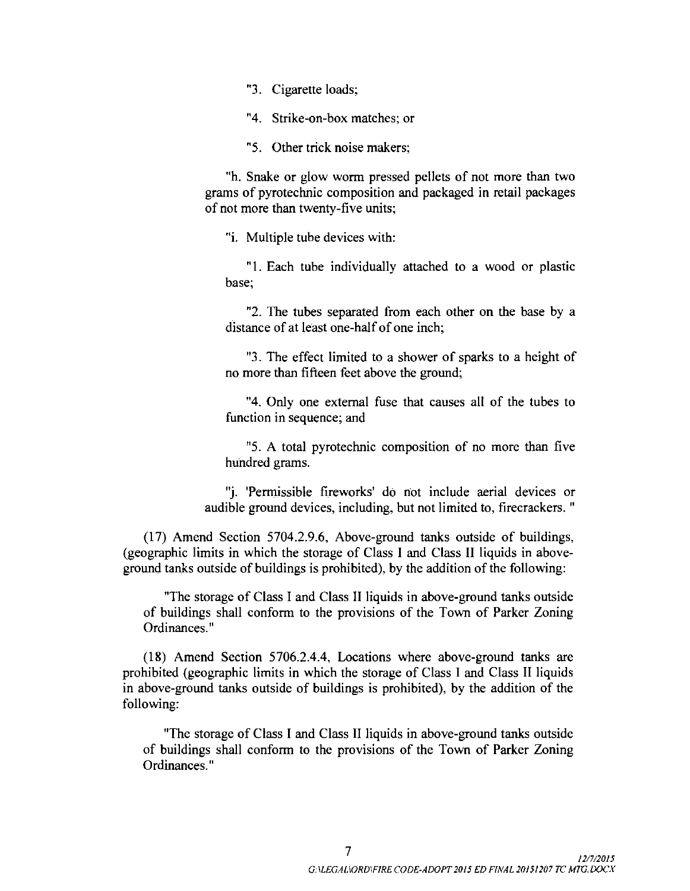"3. Cigarette loads;

"4. Strike-on-box matches; or

"5. Other trick noise makers;

"h. Snake or glow worm pressed pellets of not more than two grams of pyrotechnic composition and packaged in retail packages of not more than twenty-five units;

"i. Multiple tube devices with:

"1. Each tube individually attached to a wood or plastic base;

"2. The tubes separated from each other on the base by a distance of at least one-half of one inch;

"3. The effect limited to a shower of sparks to a height of no more than fifteen feet above the ground;

"4. Only one external fuse that causes all of the tubes to function in sequence; and

"5. A total pyrotechnic composition of no more than five hundred grams.

"j. 'Permissible fireworks' do not include aerial devices or audible ground devices, including, but not limited to, firecrackers. "

(17) Amend Section 5704.2.9.6, Above-ground tanks outside of buildings, (geographic limits in which the storage of Class I and Class II liquids in above-ground tanks outside of buildings is prohibited), by the addition of the following:

"The storage of Class I and Class II liquids in above-ground tanks outside of buildings shall conform to the provisions of the Town of Parker Zoning Ordinances."

(18) Amend Section 5706.2.4.4, Locations where above-ground tanks are prohibited (geographic limits in which the storage of Class I and Class II liquids in above-ground tanks outside of buildings is prohibited), by the addition of the following:

"The storage of Class I and Class II liquids in above-ground tanks outside of buildings shall conform to the provisions of the Town of Parker Zoning Ordinances."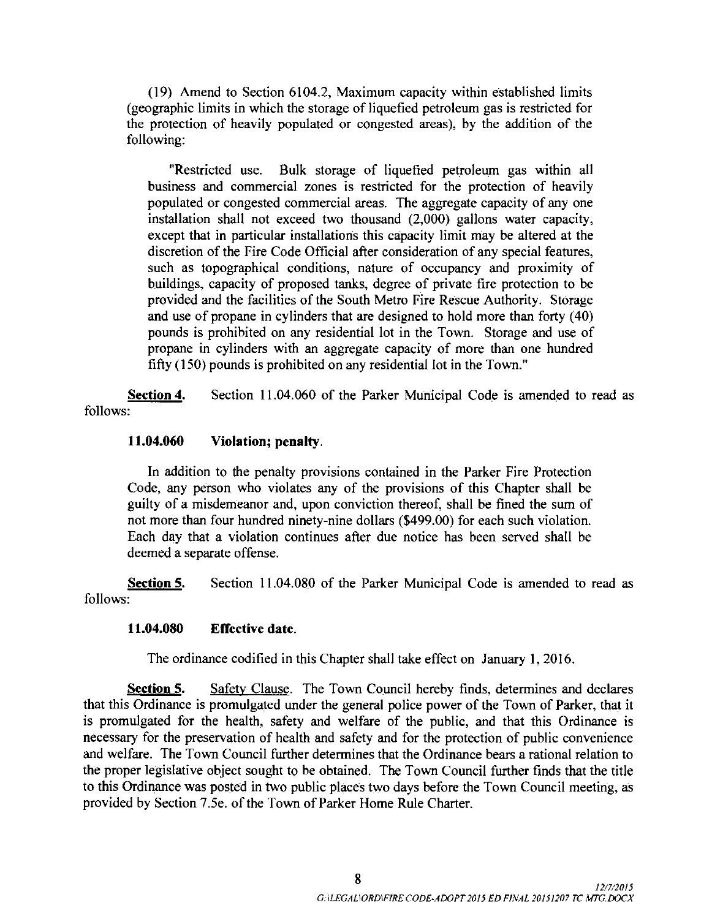(19) Amend to Section 6104.2, Maximum capacity within established limits (geographic limits in which the storage of liquefied petroleum gas is restricted for the protection of heavily populated or congested areas), by the addition of the following:

"Restricted use. Bulk storage of liquefied petroleum gas within all business and commercial zones is restricted for the protection of heavily populated or congested commercial areas. The aggregate capacity of any one installation shall not exceed two thousand (2,000) gallons water capacity, except that in particular installations this capacity limit may be altered at the discretion of the Fire Code Official after consideration of any special features, such as topographical conditions, nature of occupancy and proximity of buildings, capacity of proposed tanks, degree of private fire protection to be provided and the facilities of the South Metro Fire Rescue Authority. Storage and use of propane in cylinders that are designed to hold more than forty (40) pounds is prohibited on any residential lot in the Town. Storage and use of propane in cylinders with an aggregate capacity of more than one hundred fifty (150) pounds is prohibited on any residential lot in the Town."

**Section 4.** Section 11.04.060 of the Parker Municipal Code is amended to read as follows:

**11.04.060 Violation; penalty.**

In addition to the penalty provisions contained in the Parker Fire Protection Code, any person who violates any of the provisions of this Chapter shall be guilty of a misdemeanor and, upon conviction thereof, shall be fined the sum of not more than four hundred ninety-nine dollars ($499.00) for each such violation. Each day that a violation continues after due notice has been served shall be deemed a separate offense.

**Section 5.** Section 11.04.080 of the Parker Municipal Code is amended to read as follows:

**11.04.080 Effective date.**

The ordinance codified in this Chapter shall take effect on January 1, 2016.

**Section 5.** Safety Clause. The Town Council hereby finds, determines and declares that this Ordinance is promulgated under the general police power of the Town of Parker, that it is promulgated for the health, safety and welfare of the public, and that this Ordinance is necessary for the preservation of health and safety and for the protection of public convenience and welfare. The Town Council further determines that the Ordinance bears a rational relation to the proper legislative object sought to be obtained. The Town Council further finds that the title to this Ordinance was posted in two public places two days before the Town Council meeting, as provided by Section 7.5e. of the Town of Parker Home Rule Charter.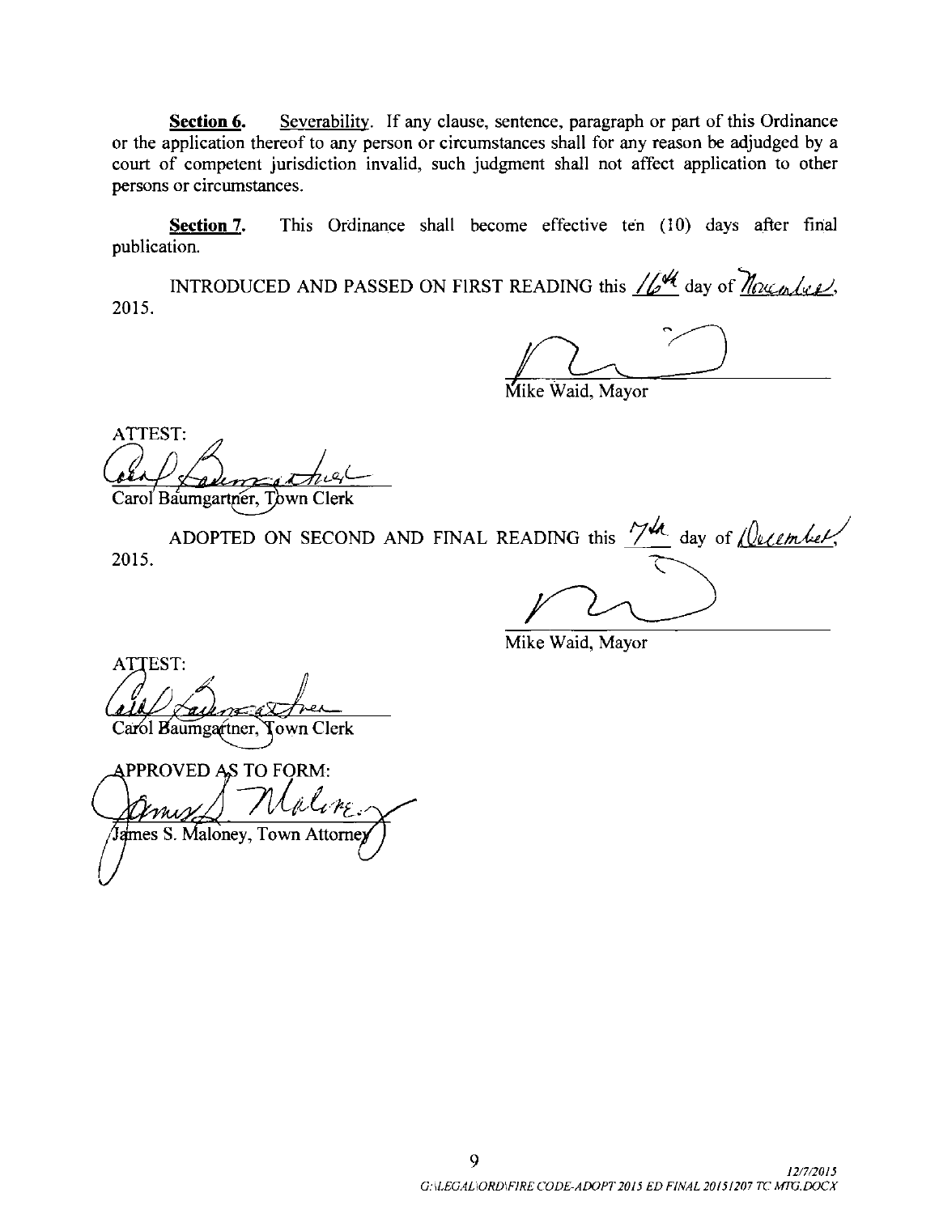**Section 6.** Severability. If any clause, sentence, paragraph or part of this Ordinance or the application thereof to any person or circumstances shall for any reason be adjudged by a court of competent jurisdiction invalid, such judgment shall not affect application to other persons or circumstances.

**Section 7.** This Ordinance shall become effective ten (10) days after final publication.

INTRODUCED AND PASSED ON FIRST READING this 16th day of November, 2015.

Mike Waid, Mayor

ATTEST:

Carol Baumgartner, Town Clerk

ADOPTED ON SECOND AND FINAL READING this 7th day of December, 2015.

Mike Waid, Mayor

ATTEST:

Carol Baumgartner, Town Clerk

APPROVED AS TO FORM:

James S. Maloney, Town Attorney

12/7/2015
G:\LEGAL\ORD\FIRE CODE-ADOPT 2015 ED FINAL 20151207 TC MTG.DOCX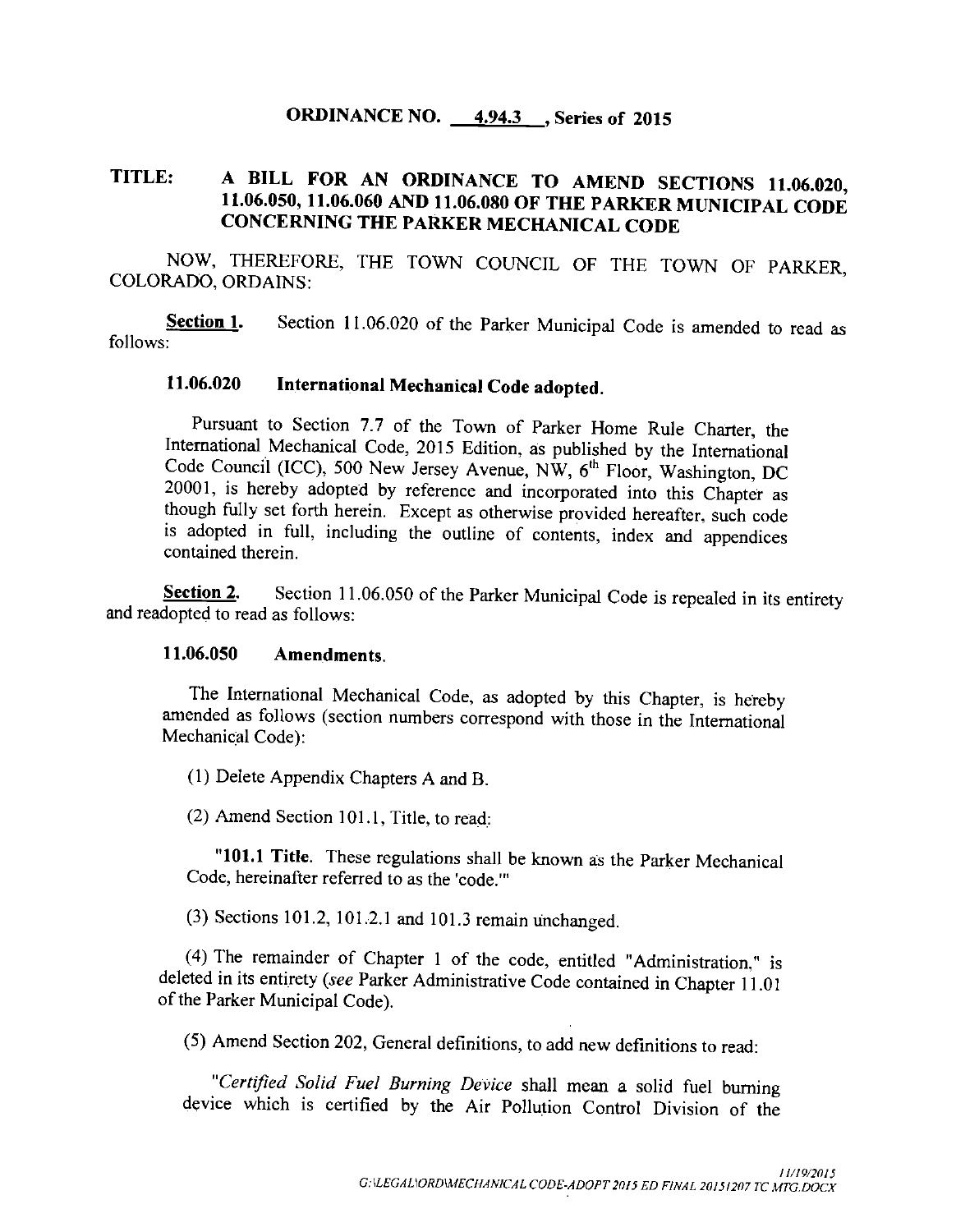**ORDINANCE NO. 4.94.3, Series of 2015**

**TITLE: A BILL FOR AN ORDINANCE TO AMEND SECTIONS 11.06.020, 11.06.050, 11.06.060 AND 11.06.080 OF THE PARKER MUNICIPAL CODE CONCERNING THE PARKER MECHANICAL CODE**

NOW, THEREFORE, THE TOWN COUNCIL OF THE TOWN OF PARKER, COLORADO, ORDAINS:

**Section 1.** Section 11.06.020 of the Parker Municipal Code is amended to read as follows:

**11.06.020 International Mechanical Code adopted.**

Pursuant to Section 7.7 of the Town of Parker Home Rule Charter, the International Mechanical Code, 2015 Edition, as published by the International Code Council (ICC), 500 New Jersey Avenue, NW, 6th Floor, Washington, DC 20001, is hereby adopted by reference and incorporated into this Chapter as though fully set forth herein. Except as otherwise provided hereafter, such code is adopted in full, including the outline of contents, index and appendices contained therein.

**Section 2.** Section 11.06.050 of the Parker Municipal Code is repealed in its entirety and readopted to read as follows:

**11.06.050 Amendments.**

The International Mechanical Code, as adopted by this Chapter, is hereby amended as follows (section numbers correspond with those in the International Mechanical Code):

(1) Delete Appendix Chapters A and B.

(2) Amend Section 101.1, Title, to read:

"**101.1 Title.** These regulations shall be known as the Parker Mechanical Code, hereinafter referred to as the 'code.'"

(3) Sections 101.2, 101.2.1 and 101.3 remain unchanged.

(4) The remainder of Chapter 1 of the code, entitled "Administration," is deleted in its entirety (*see* Parker Administrative Code contained in Chapter 11.01 of the Parker Municipal Code).

(5) Amend Section 202, General definitions, to add new definitions to read:

"*Certified Solid Fuel Burning Device* shall mean a solid fuel burning device which is certified by the Air Pollution Control Division of the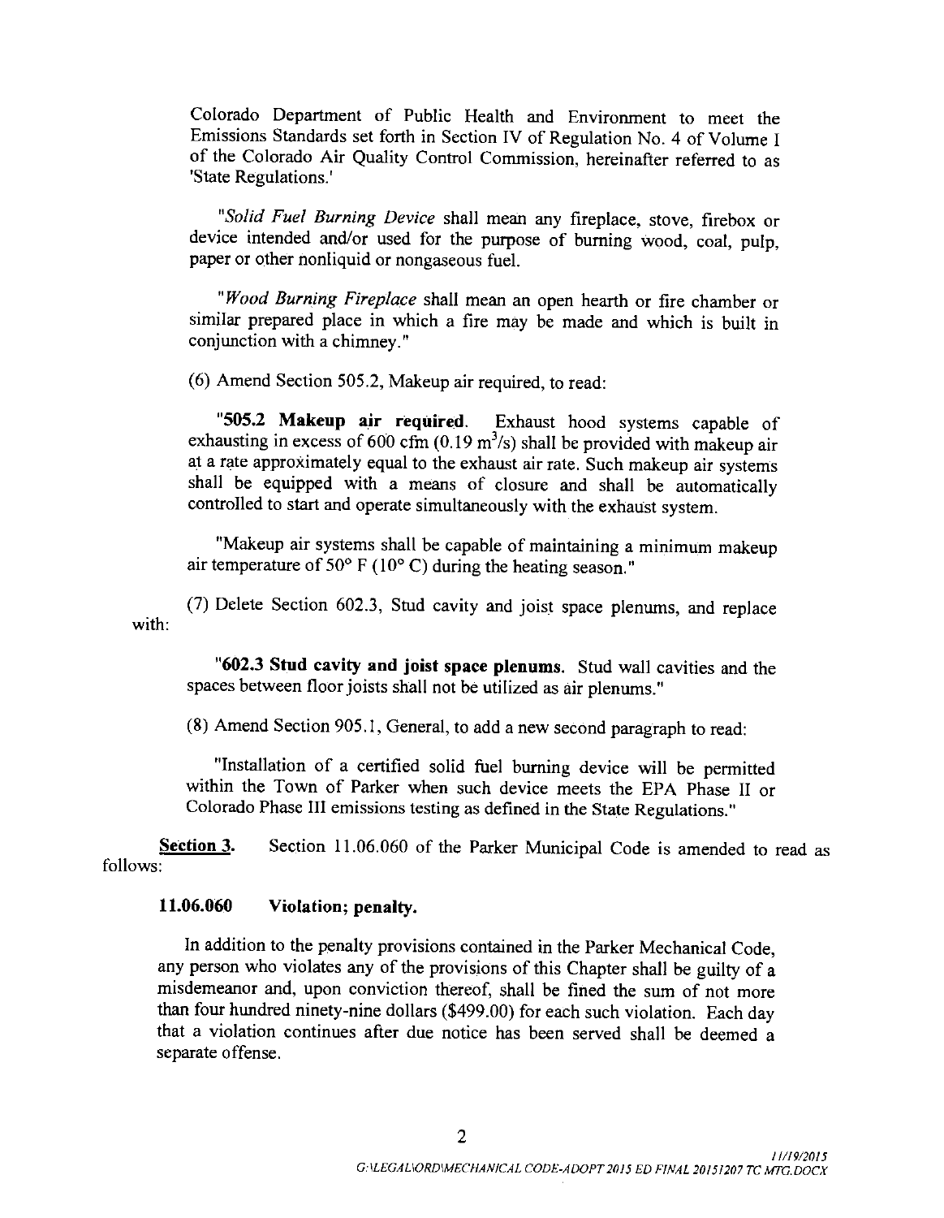Colorado Department of Public Health and Environment to meet the Emissions Standards set forth in Section IV of Regulation No. 4 of Volume I of the Colorado Air Quality Control Commission, hereinafter referred to as 'State Regulations.'

"*Solid Fuel Burning Device* shall mean any fireplace, stove, firebox or device intended and/or used for the purpose of burning wood, coal, pulp, paper or other nonliquid or nongaseous fuel.

"*Wood Burning Fireplace* shall mean an open hearth or fire chamber or similar prepared place in which a fire may be made and which is built in conjunction with a chimney."

(6) Amend Section 505.2, Makeup air required, to read:

"**505.2 Makeup air required.** Exhaust hood systems capable of exhausting in excess of 600 cfm (0.19 $m^3/s$) shall be provided with makeup air at a rate approximately equal to the exhaust air rate. Such makeup air systems shall be equipped with a means of closure and shall be automatically controlled to start and operate simultaneously with the exhaust system.

"Makeup air systems shall be capable of maintaining a minimum makeup air temperature of 50° F (10° C) during the heating season."

(7) Delete Section 602.3, Stud cavity and joist space plenums, and replace with:

"**602.3 Stud cavity and joist space plenums.** Stud wall cavities and the spaces between floor joists shall not be utilized as air plenums."

(8) Amend Section 905.1, General, to add a new second paragraph to read:

"Installation of a certified solid fuel burning device will be permitted within the Town of Parker when such device meets the EPA Phase II or Colorado Phase III emissions testing as defined in the State Regulations."

**Section 3.** Section 11.06.060 of the Parker Municipal Code is amended to read as follows:

**11.06.060 Violation; penalty.**

In addition to the penalty provisions contained in the Parker Mechanical Code, any person who violates any of the provisions of this Chapter shall be guilty of a misdemeanor and, upon conviction thereof, shall be fined the sum of not more than four hundred ninety-nine dollars ($499.00) for each such violation. Each day that a violation continues after due notice has been served shall be deemed a separate offense.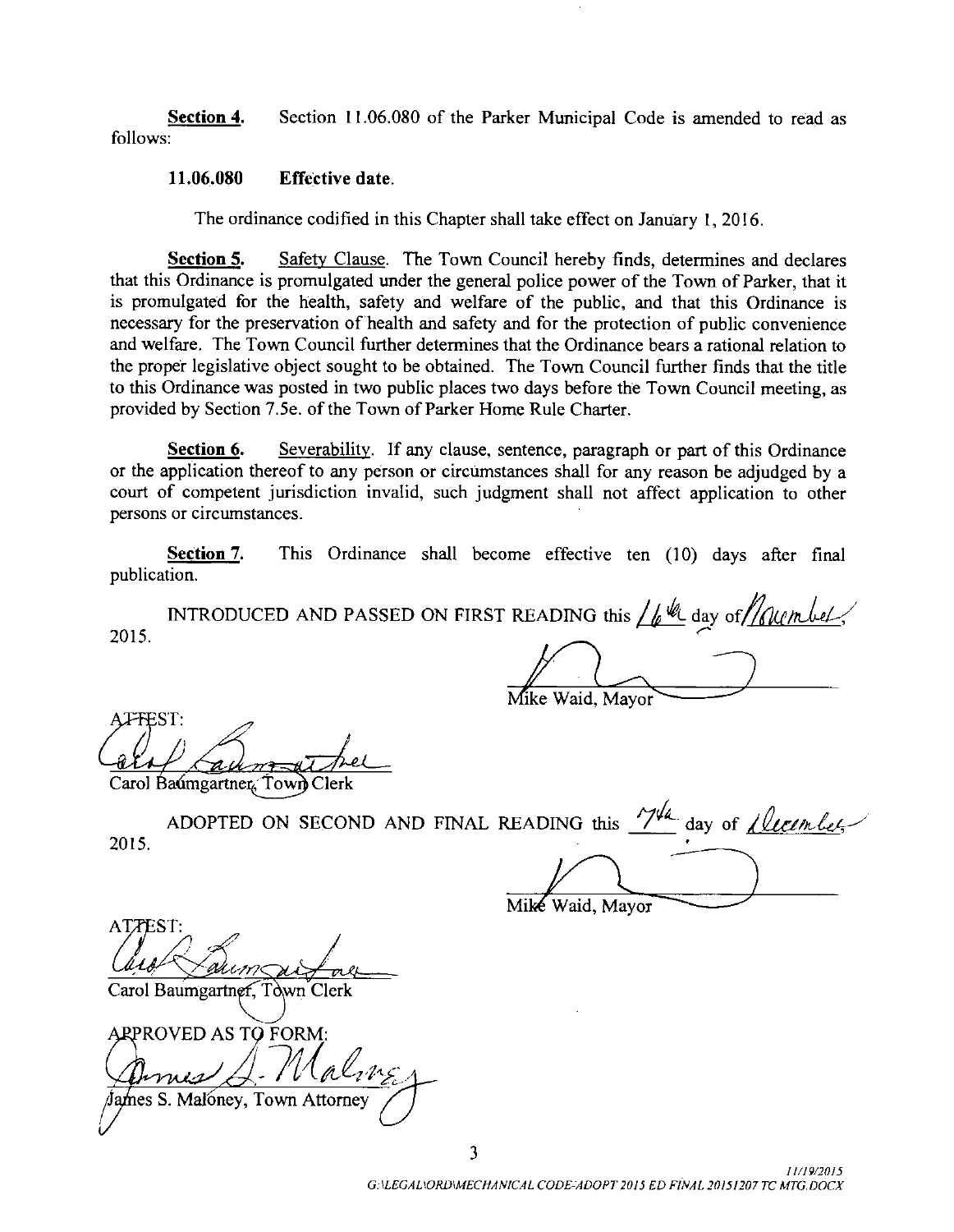**Section 4.** Section 11.06.080 of the Parker Municipal Code is amended to read as follows:

**11.06.080 Effective date.**

The ordinance codified in this Chapter shall take effect on January 1, 2016.

**Section 5.** Safety Clause. The Town Council hereby finds, determines and declares that this Ordinance is promulgated under the general police power of the Town of Parker, that it is promulgated for the health, safety and welfare of the public, and that this Ordinance is necessary for the preservation of health and safety and for the protection of public convenience and welfare. The Town Council further determines that the Ordinance bears a rational relation to the proper legislative object sought to be obtained. The Town Council further finds that the title to this Ordinance was posted in two public places two days before the Town Council meeting, as provided by Section 7.5e. of the Town of Parker Home Rule Charter.

**Section 6.** Severability. If any clause, sentence, paragraph or part of this Ordinance or the application thereof to any person or circumstances shall for any reason be adjudged by a court of competent jurisdiction invalid, such judgment shall not affect application to other persons or circumstances.

**Section 7.** This Ordinance shall become effective ten (10) days after final publication.

INTRODUCED AND PASSED ON FIRST READING this 16th day of November, 2015.

Mike Waid, Mayor

ATTEST:

Carol Baumgartner, Town Clerk

ADOPTED ON SECOND AND FINAL READING this 7th day of December, 2015.

Mike Waid, Mayor

ATTEST:

Carol Baumgartner, Town Clerk

APPROVED AS TO FORM:

James S. Maloney, Town Attorney

11/19/2015
G:\LEGAL\ORD\MECHANICAL CODE-ADOPT 2015 ED FINAL 20151207 TC MTG.DOCX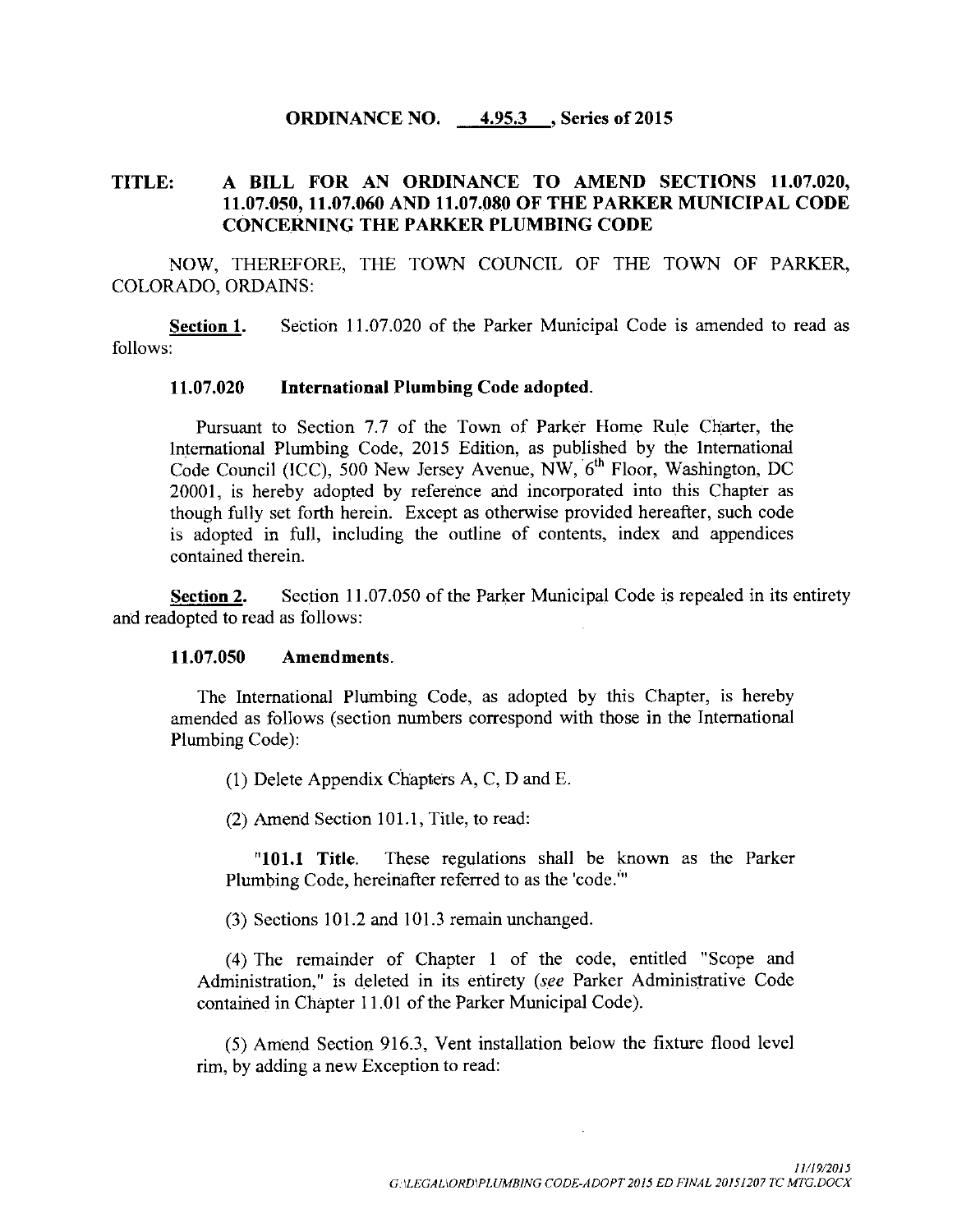**ORDINANCE NO. 4.95.3, Series of 2015**

**TITLE: A BILL FOR AN ORDINANCE TO AMEND SECTIONS 11.07.020, 11.07.050, 11.07.060 AND 11.07.080 OF THE PARKER MUNICIPAL CODE CONCERNING THE PARKER PLUMBING CODE**

NOW, THEREFORE, THE TOWN COUNCIL OF THE TOWN OF PARKER, COLORADO, ORDAINS:

**Section 1.** Section 11.07.020 of the Parker Municipal Code is amended to read as follows:

**11.07.020 International Plumbing Code adopted.**

Pursuant to Section 7.7 of the Town of Parker Home Rule Charter, the International Plumbing Code, 2015 Edition, as published by the International Code Council (ICC), 500 New Jersey Avenue, NW, 6th Floor, Washington, DC 20001, is hereby adopted by reference and incorporated into this Chapter as though fully set forth herein. Except as otherwise provided hereafter, such code is adopted in full, including the outline of contents, index and appendices contained therein.

**Section 2.** Section 11.07.050 of the Parker Municipal Code is repealed in its entirety and readopted to read as follows:

**11.07.050 Amendments.**

The International Plumbing Code, as adopted by this Chapter, is hereby amended as follows (section numbers correspond with those in the International Plumbing Code):

(1) Delete Appendix Chapters A, C, D and E.

(2) Amend Section 101.1, Title, to read:

"**101.1 Title.** These regulations shall be known as the Parker Plumbing Code, hereinafter referred to as the 'code.'"

(3) Sections 101.2 and 101.3 remain unchanged.

(4) The remainder of Chapter 1 of the code, entitled "Scope and Administration," is deleted in its entirety (*see* Parker Administrative Code contained in Chapter 11.01 of the Parker Municipal Code).

(5) Amend Section 916.3, Vent installation below the fixture flood level rim, by adding a new Exception to read: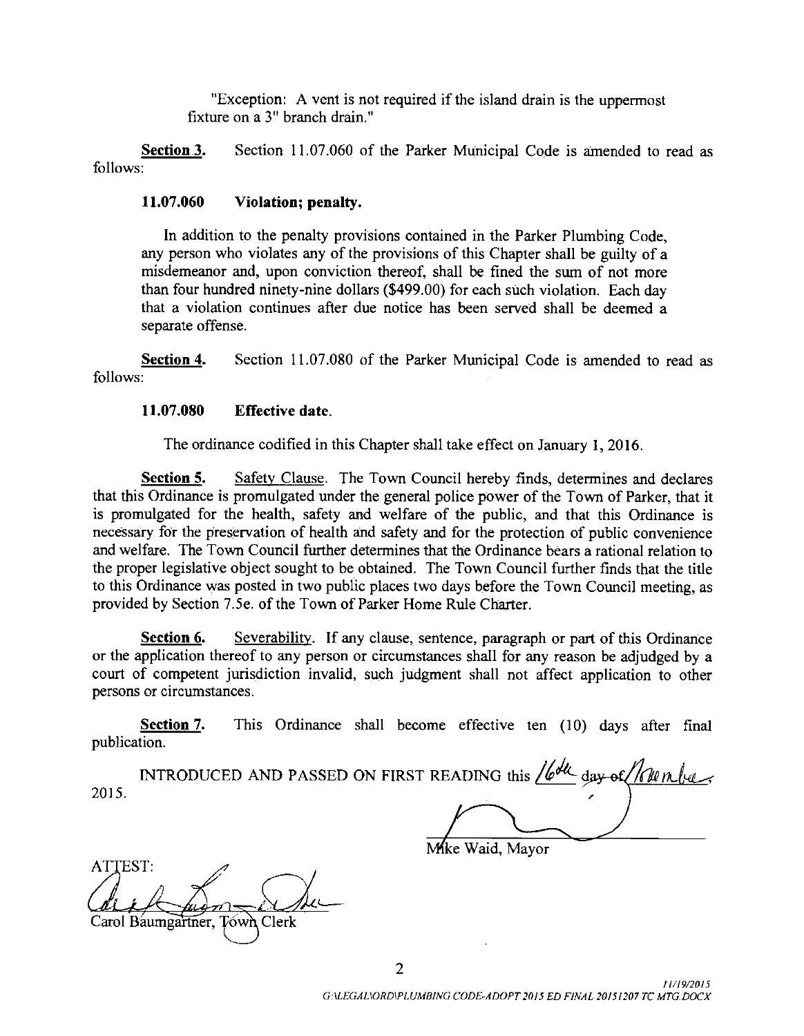"Exception: A vent is not required if the island drain is the uppermost fixture on a 3" branch drain."

**Section 3.** Section 11.07.060 of the Parker Municipal Code is amended to read as follows:

**11.07.060 Violation; penalty.**

In addition to the penalty provisions contained in the Parker Plumbing Code, any person who violates any of the provisions of this Chapter shall be guilty of a misdemeanor and, upon conviction thereof, shall be fined the sum of not more than four hundred ninety-nine dollars ($499.00) for each such violation. Each day that a violation continues after due notice has been served shall be deemed a separate offense.

**Section 4.** Section 11.07.080 of the Parker Municipal Code is amended to read as follows:

**11.07.080 Effective date.**

The ordinance codified in this Chapter shall take effect on January 1, 2016.

**Section 5.** Safety Clause. The Town Council hereby finds, determines and declares that this Ordinance is promulgated under the general police power of the Town of Parker, that it is promulgated for the health, safety and welfare of the public, and that this Ordinance is necessary for the preservation of health and safety and for the protection of public convenience and welfare. The Town Council further determines that the Ordinance bears a rational relation to the proper legislative object sought to be obtained. The Town Council further finds that the title to this Ordinance was posted in two public places two days before the Town Council meeting, as provided by Section 7.5e. of the Town of Parker Home Rule Charter.

**Section 6.** Severability. If any clause, sentence, paragraph or part of this Ordinance or the application thereof to any person or circumstances shall for any reason be adjudged by a court of competent jurisdiction invalid, such judgment shall not affect application to other persons or circumstances.

**Section 7.** This Ordinance shall become effective ten (10) days after final publication.

INTRODUCED AND PASSED ON FIRST READING this 16th day of November, 2015.

Mike Waid, Mayor

ATTEST:

Carol Baumgartner, Town Clerk

11/19/2015
G:\LEGAL\ORD\PLUMBING CODE-ADOPT 2015 ED FINAL 20151207 TC MTG.DOCX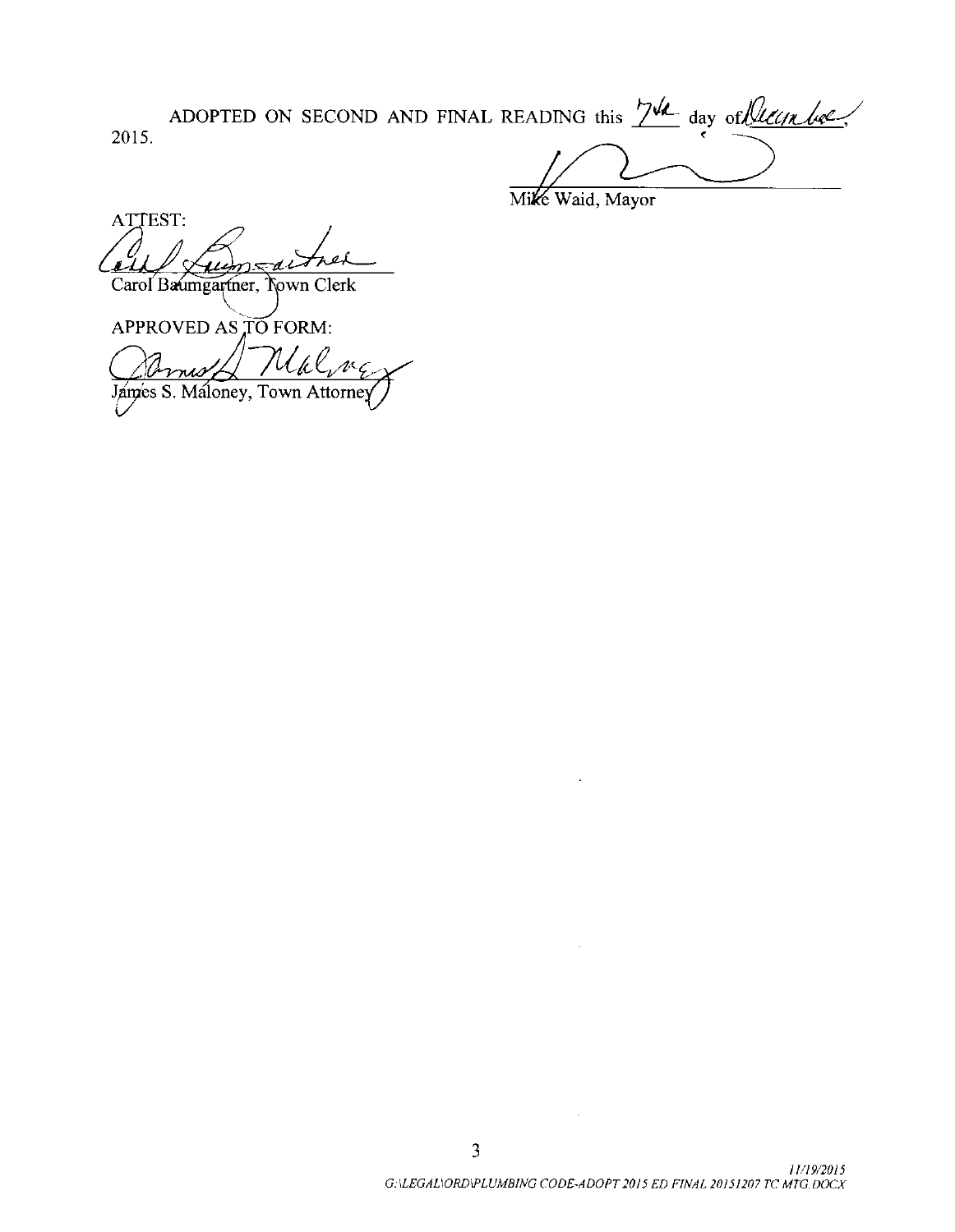ADOPTED ON SECOND AND FINAL READING this 7th day of December, 2015.

Mike Waid, Mayor

ATTEST:

Carol Baumgartner, Town Clerk

APPROVED AS TO FORM:

James S. Maloney, Town Attorney

*11/19/2015*
*G:\LEGAL\ORD\PLUMBING CODE-ADOPT 2015 ED FINAL 20151207 TC MTG.DOCX*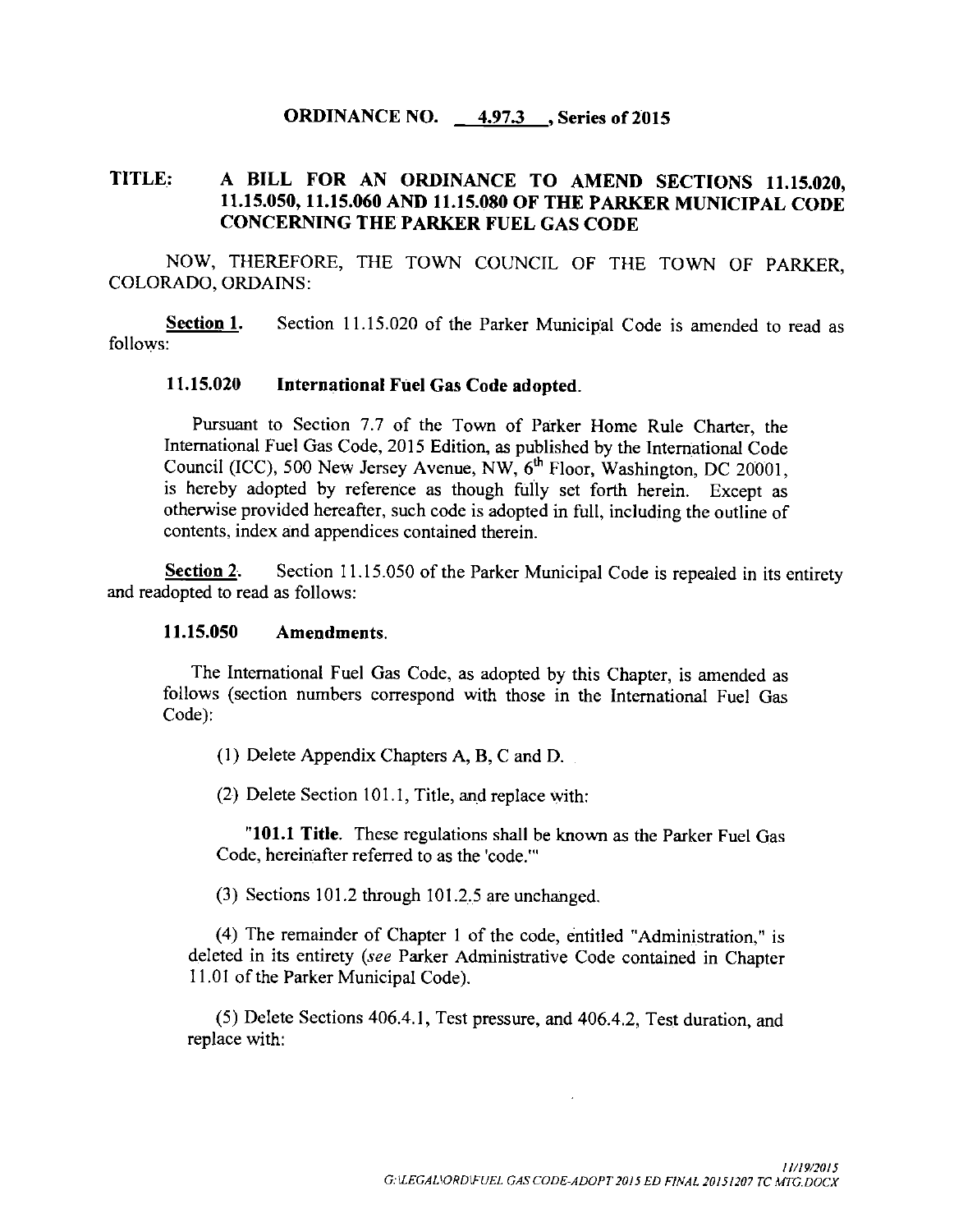**ORDINANCE NO. 4.97.3 , Series of 2015**

**TITLE: A BILL FOR AN ORDINANCE TO AMEND SECTIONS 11.15.020, 11.15.050, 11.15.060 AND 11.15.080 OF THE PARKER MUNICIPAL CODE CONCERNING THE PARKER FUEL GAS CODE**

NOW, THEREFORE, THE TOWN COUNCIL OF THE TOWN OF PARKER, COLORADO, ORDAINS:

**Section 1.** Section 11.15.020 of the Parker Municipal Code is amended to read as follows:

**11.15.020 International Fuel Gas Code adopted.**

Pursuant to Section 7.7 of the Town of Parker Home Rule Charter, the International Fuel Gas Code, 2015 Edition, as published by the International Code Council (ICC), 500 New Jersey Avenue, NW, 6th Floor, Washington, DC 20001, is hereby adopted by reference as though fully set forth herein. Except as otherwise provided hereafter, such code is adopted in full, including the outline of contents, index and appendices contained therein.

**Section 2.** Section 11.15.050 of the Parker Municipal Code is repealed in its entirety and readopted to read as follows:

**11.15.050 Amendments.**

The International Fuel Gas Code, as adopted by this Chapter, is amended as follows (section numbers correspond with those in the International Fuel Gas Code):

(1) Delete Appendix Chapters A, B, C and D.

(2) Delete Section 101.1, Title, and replace with:

"**101.1 Title.** These regulations shall be known as the Parker Fuel Gas Code, hereinafter referred to as the 'code.'"

(3) Sections 101.2 through 101.2.5 are unchanged.

(4) The remainder of Chapter 1 of the code, entitled "Administration," is deleted in its entirety (*see* Parker Administrative Code contained in Chapter 11.01 of the Parker Municipal Code).

(5) Delete Sections 406.4.1, Test pressure, and 406.4.2, Test duration, and replace with: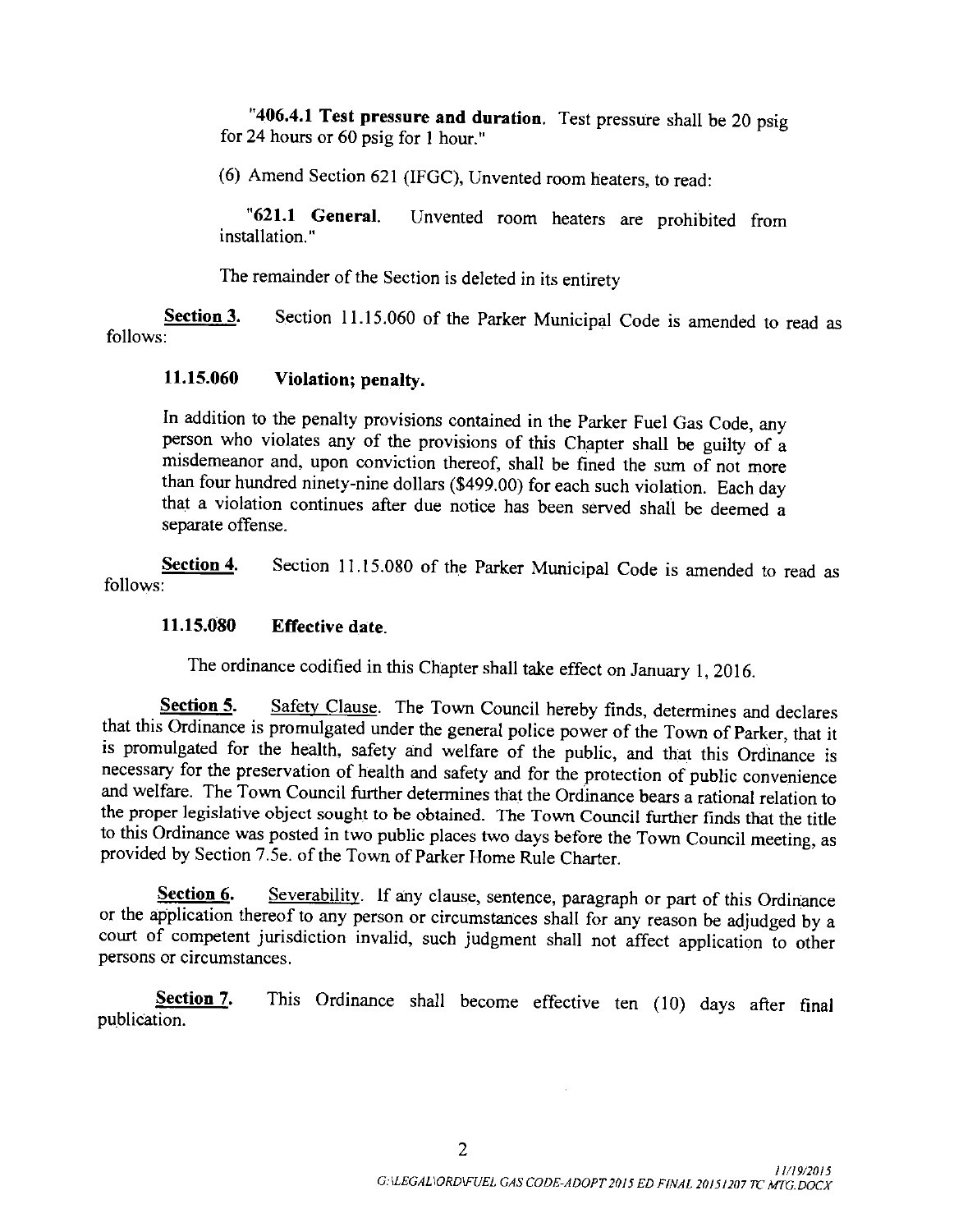"**406.4.1 Test pressure and duration.** Test pressure shall be 20 psig for 24 hours or 60 psig for 1 hour."

(6) Amend Section 621 (IFGC), Unvented room heaters, to read:

"**621.1 General.** Unvented room heaters are prohibited from installation."

The remainder of the Section is deleted in its entirety

**Section 3.** Section 11.15.060 of the Parker Municipal Code is amended to read as follows:

**11.15.060 Violation; penalty.**

In addition to the penalty provisions contained in the Parker Fuel Gas Code, any person who violates any of the provisions of this Chapter shall be guilty of a misdemeanor and, upon conviction thereof, shall be fined the sum of not more than four hundred ninety-nine dollars ($499.00) for each such violation. Each day that a violation continues after due notice has been served shall be deemed a separate offense.

**Section 4.** Section 11.15.080 of the Parker Municipal Code is amended to read as follows:

**11.15.080 Effective date.**

The ordinance codified in this Chapter shall take effect on January 1, 2016.

**Section 5.** Safety Clause. The Town Council hereby finds, determines and declares that this Ordinance is promulgated under the general police power of the Town of Parker, that it is promulgated for the health, safety and welfare of the public, and that this Ordinance is necessary for the preservation of health and safety and for the protection of public convenience and welfare. The Town Council further determines that the Ordinance bears a rational relation to the proper legislative object sought to be obtained. The Town Council further finds that the title to this Ordinance was posted in two public places two days before the Town Council meeting, as provided by Section 7.5e. of the Town of Parker Home Rule Charter.

**Section 6.** Severability. If any clause, sentence, paragraph or part of this Ordinance or the application thereof to any person or circumstances shall for any reason be adjudged by a court of competent jurisdiction invalid, such judgment shall not affect application to other persons or circumstances.

**Section 7.** This Ordinance shall become effective ten (10) days after final publication.

*11/19/2015*
*G:\LEGAL\ORD\FUEL GAS CODE-ADOPT 2015 ED FINAL 20151207 TC MTG.DOCX*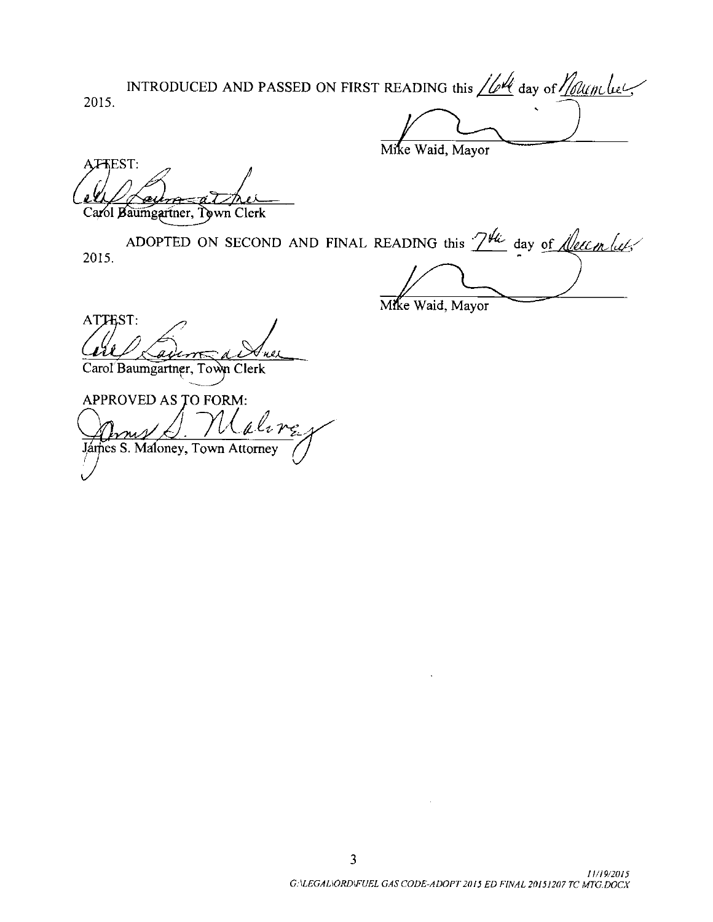INTRODUCED AND PASSED ON FIRST READING this 16th day of November, 2015.

Mike Waid, Mayor

ATTEST:

Carol Baumgartner, Town Clerk

ADOPTED ON SECOND AND FINAL READING this 7th day of December, 2015.

Mike Waid, Mayor

ATTEST:

Carol Baumgartner, Town Clerk

APPROVED AS TO FORM:

James S. Maloney, Town Attorney

*11/19/2015*
*G:\LEGAL\ORD\FUEL GAS CODE-ADOPT 2015 ED FINAL 20151207 TC MTG.DOCX*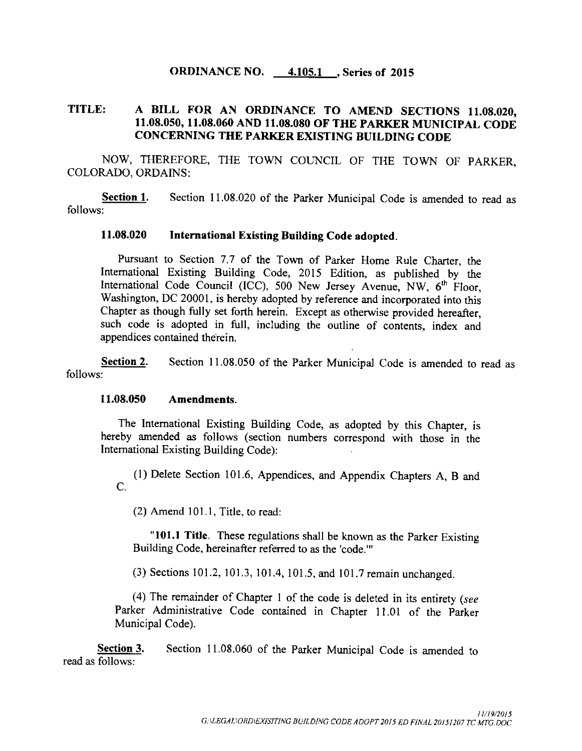**ORDINANCE NO. 4.105.1, Series of 2015**

**TITLE: A BILL FOR AN ORDINANCE TO AMEND SECTIONS 11.08.020, 11.08.050, 11.08.060 AND 11.08.080 OF THE PARKER MUNICIPAL CODE CONCERNING THE PARKER EXISTING BUILDING CODE**

NOW, THEREFORE, THE TOWN COUNCIL OF THE TOWN OF PARKER, COLORADO, ORDAINS:

**Section 1.** Section 11.08.020 of the Parker Municipal Code is amended to read as follows:

**11.08.020 International Existing Building Code adopted.**

Pursuant to Section 7.7 of the Town of Parker Home Rule Charter, the International Existing Building Code, 2015 Edition, as published by the International Code Council (ICC), 500 New Jersey Avenue, NW, 6th Floor, Washington, DC 20001, is hereby adopted by reference and incorporated into this Chapter as though fully set forth herein. Except as otherwise provided hereafter, such code is adopted in full, including the outline of contents, index and appendices contained therein.

**Section 2.** Section 11.08.050 of the Parker Municipal Code is amended to read as follows:

**11.08.050 Amendments.**

The International Existing Building Code, as adopted by this Chapter, is hereby amended as follows (section numbers correspond with those in the International Existing Building Code):

(1) Delete Section 101.6, Appendices, and Appendix Chapters A, B and C.

(2) Amend 101.1, Title, to read:

"**101.1 Title**. These regulations shall be known as the Parker Existing Building Code, hereinafter referred to as the 'code.'"

(3) Sections 101.2, 101.3, 101.4, 101.5, and 101.7 remain unchanged.

(4) The remainder of Chapter 1 of the code is deleted in its entirety (*see* Parker Administrative Code contained in Chapter 11.01 of the Parker Municipal Code).

**Section 3.** Section 11.08.060 of the Parker Municipal Code is amended to read as follows:

11/19/2015
G:\LEGAL\ORD\EXISITING BUILDING CODE ADOPT 2015 ED FINAL 20151207 TC MTG.DOC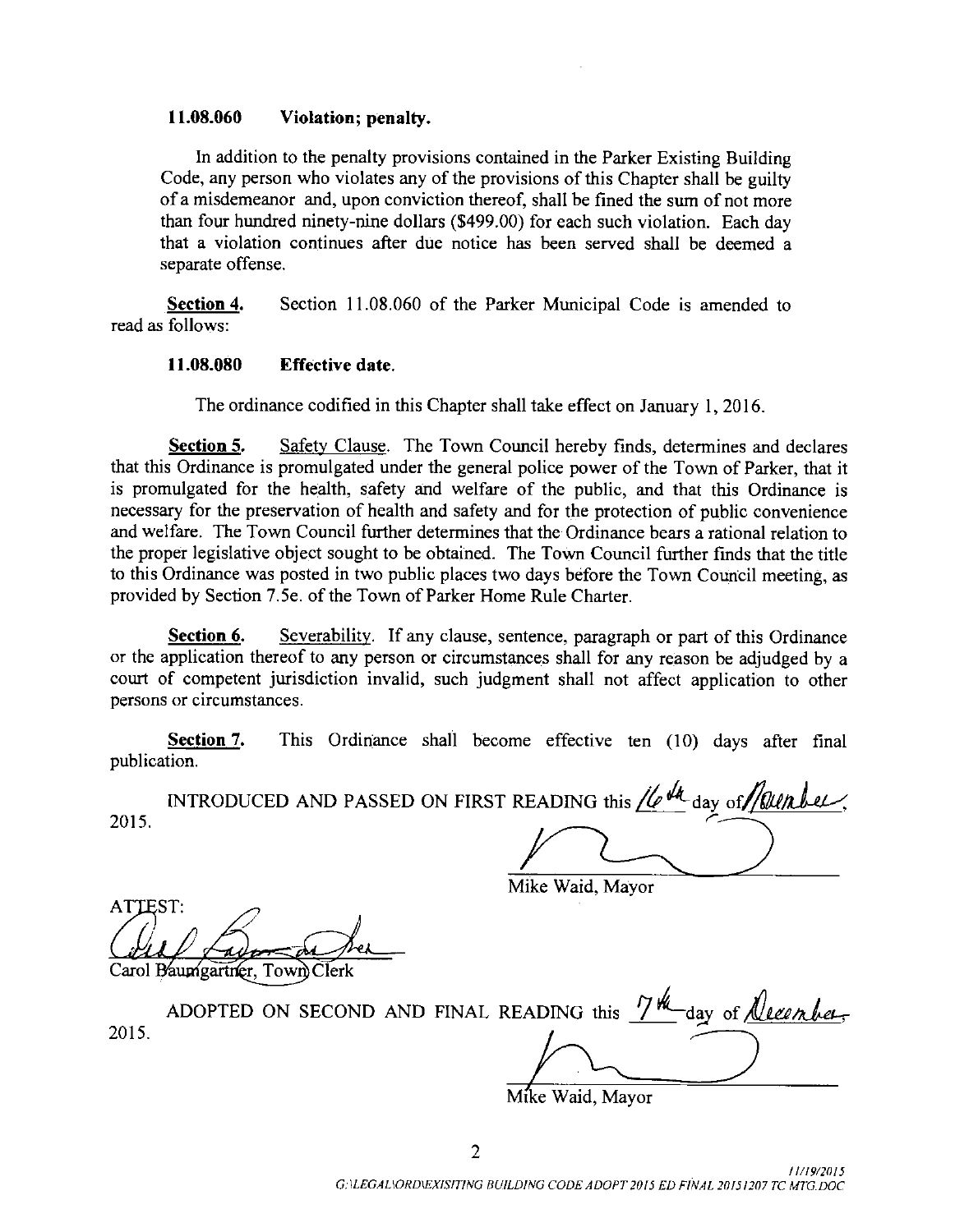**11.08.060 Violation; penalty.**

In addition to the penalty provisions contained in the Parker Existing Building Code, any person who violates any of the provisions of this Chapter shall be guilty of a misdemeanor and, upon conviction thereof, shall be fined the sum of not more than four hundred ninety-nine dollars ($499.00) for each such violation. Each day that a violation continues after due notice has been served shall be deemed a separate offense.

**Section 4.** Section 11.08.060 of the Parker Municipal Code is amended to read as follows:

**11.08.080 Effective date.**

The ordinance codified in this Chapter shall take effect on January 1, 2016.

**Section 5.** Safety Clause. The Town Council hereby finds, determines and declares that this Ordinance is promulgated under the general police power of the Town of Parker, that it is promulgated for the health, safety and welfare of the public, and that this Ordinance is necessary for the preservation of health and safety and for the protection of public convenience and welfare. The Town Council further determines that the Ordinance bears a rational relation to the proper legislative object sought to be obtained. The Town Council further finds that the title to this Ordinance was posted in two public places two days before the Town Council meeting, as provided by Section 7.5e. of the Town of Parker Home Rule Charter.

**Section 6.** Severability. If any clause, sentence, paragraph or part of this Ordinance or the application thereof to any person or circumstances shall for any reason be adjudged by a court of competent jurisdiction invalid, such judgment shall not affect application to other persons or circumstances.

**Section 7.** This Ordinance shall become effective ten (10) days after final publication.

INTRODUCED AND PASSED ON FIRST READING this 16th day of November, 2015.

Mike Waid, Mayor

ATTEST:

Carol Baumgartner, Town Clerk

ADOPTED ON SECOND AND FINAL READING this 7th day of December, 2015.

Mike Waid, Mayor

11/19/2015
G:\LEGAL\ORD\EXISTING BUILDING CODE ADOPT 2015 ED FINAL 20151207 TC MTG.DOC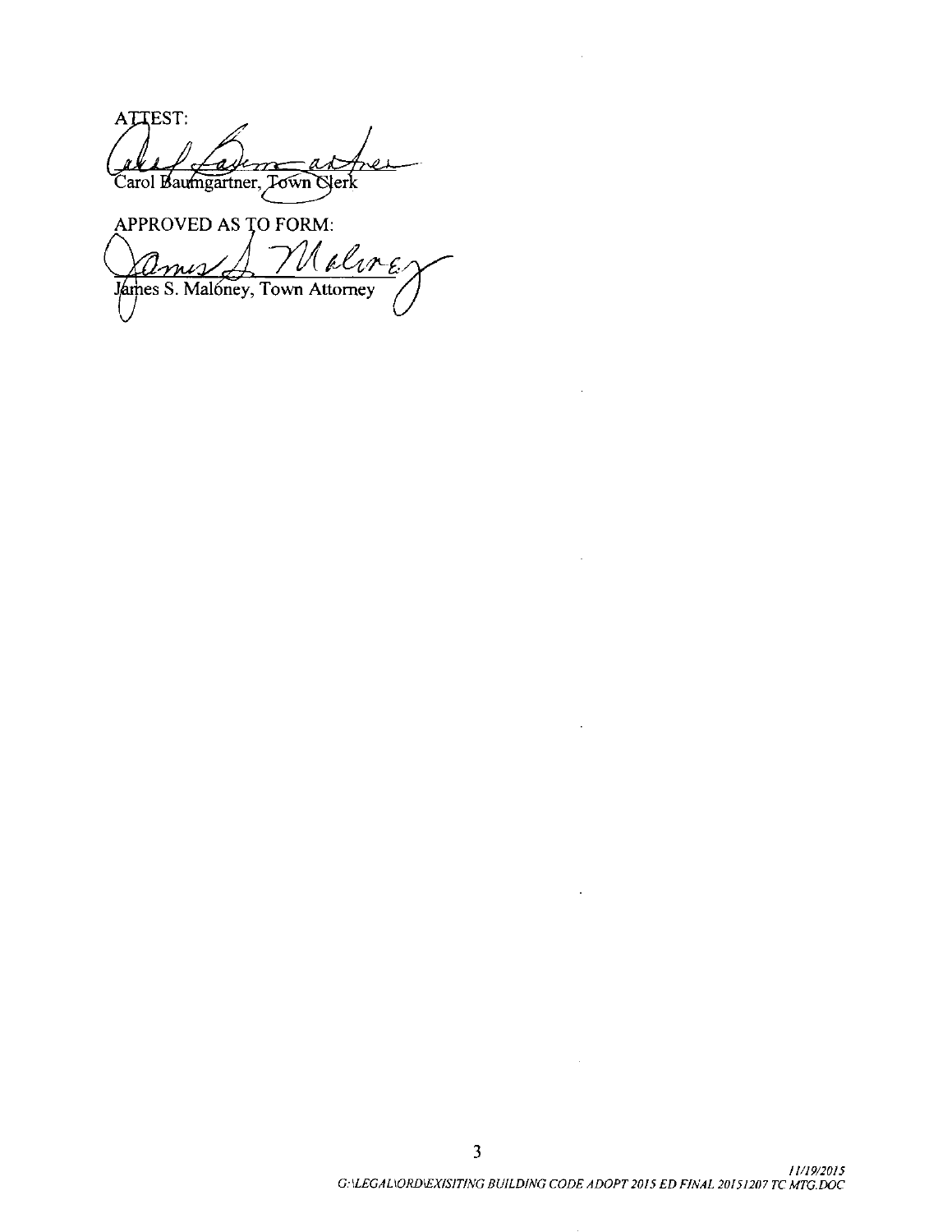ATTEST:

Carol Baumgartner, Town Clerk

APPROVED AS TO FORM:

James S. Maloney, Town Attorney

*11/19/2015*
*G:\LEGAL\ORD\EXISITING BUILDING CODE ADOPT 2015 ED FINAL 20151207 TC MTG.DOC*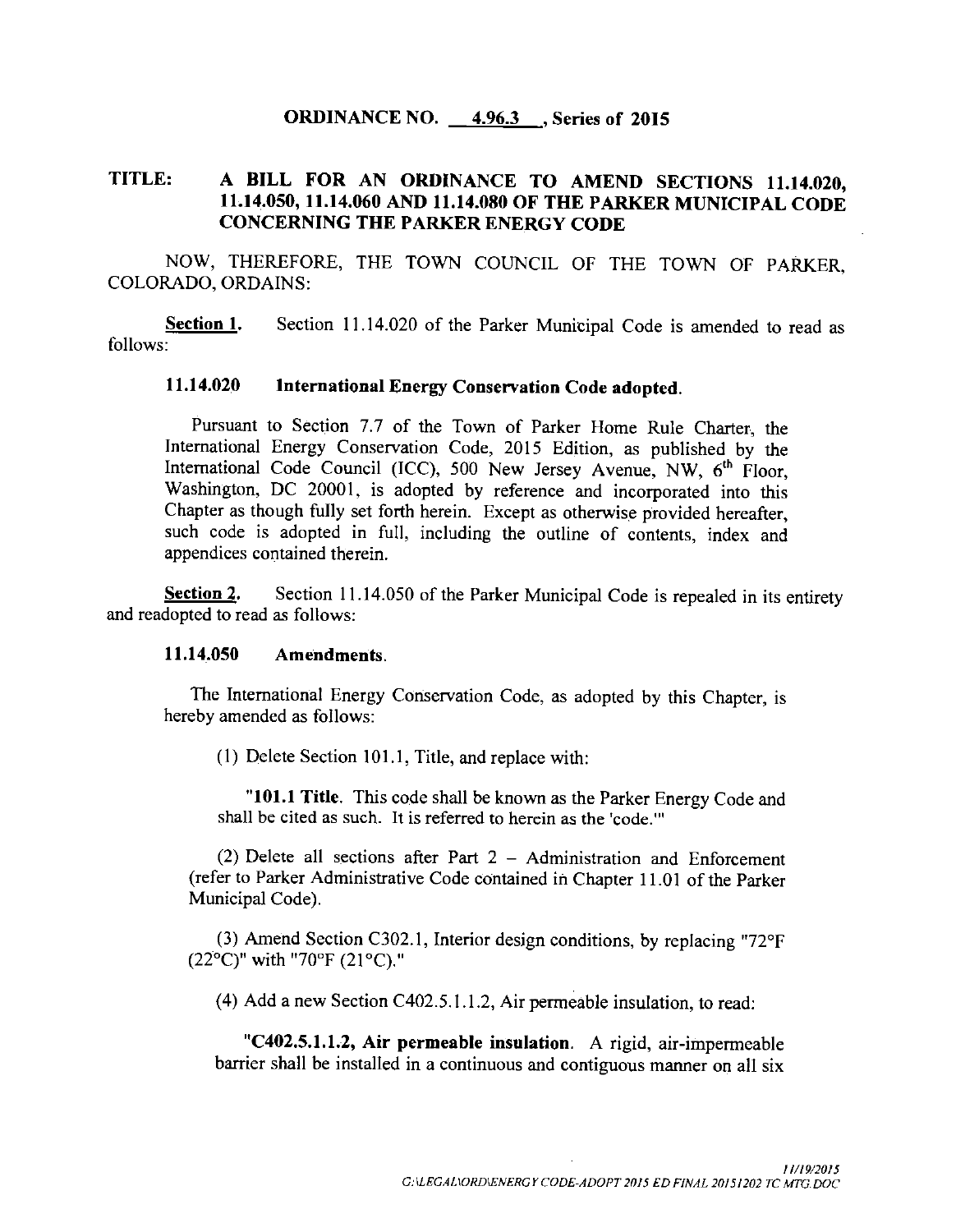**ORDINANCE NO. 4.96.3 , Series of 2015**

**TITLE: A BILL FOR AN ORDINANCE TO AMEND SECTIONS 11.14.020, 11.14.050, 11.14.060 AND 11.14.080 OF THE PARKER MUNICIPAL CODE CONCERNING THE PARKER ENERGY CODE**

NOW, THEREFORE, THE TOWN COUNCIL OF THE TOWN OF PARKER, COLORADO, ORDAINS:

**Section 1.** Section 11.14.020 of the Parker Municipal Code is amended to read as follows:

**11.14.020 International Energy Conservation Code adopted.**

Pursuant to Section 7.7 of the Town of Parker Home Rule Charter, the International Energy Conservation Code, 2015 Edition, as published by the International Code Council (ICC), 500 New Jersey Avenue, NW, 6th Floor, Washington, DC 20001, is adopted by reference and incorporated into this Chapter as though fully set forth herein. Except as otherwise provided hereafter, such code is adopted in full, including the outline of contents, index and appendices contained therein.

**Section 2.** Section 11.14.050 of the Parker Municipal Code is repealed in its entirety and readopted to read as follows:

**11.14.050 Amendments.**

The International Energy Conservation Code, as adopted by this Chapter, is hereby amended as follows:

(1) Delete Section 101.1, Title, and replace with:

"**101.1 Title.** This code shall be known as the Parker Energy Code and shall be cited as such. It is referred to herein as the 'code.'"

(2) Delete all sections after Part 2 – Administration and Enforcement (refer to Parker Administrative Code contained in Chapter 11.01 of the Parker Municipal Code).

(3) Amend Section C302.1, Interior design conditions, by replacing "72°F (22°C)" with "70°F (21°C)."

(4) Add a new Section C402.5.1.1.2, Air permeable insulation, to read:

"**C402.5.1.1.2, Air permeable insulation.** A rigid, air-impermeable barrier shall be installed in a continuous and contiguous manner on all six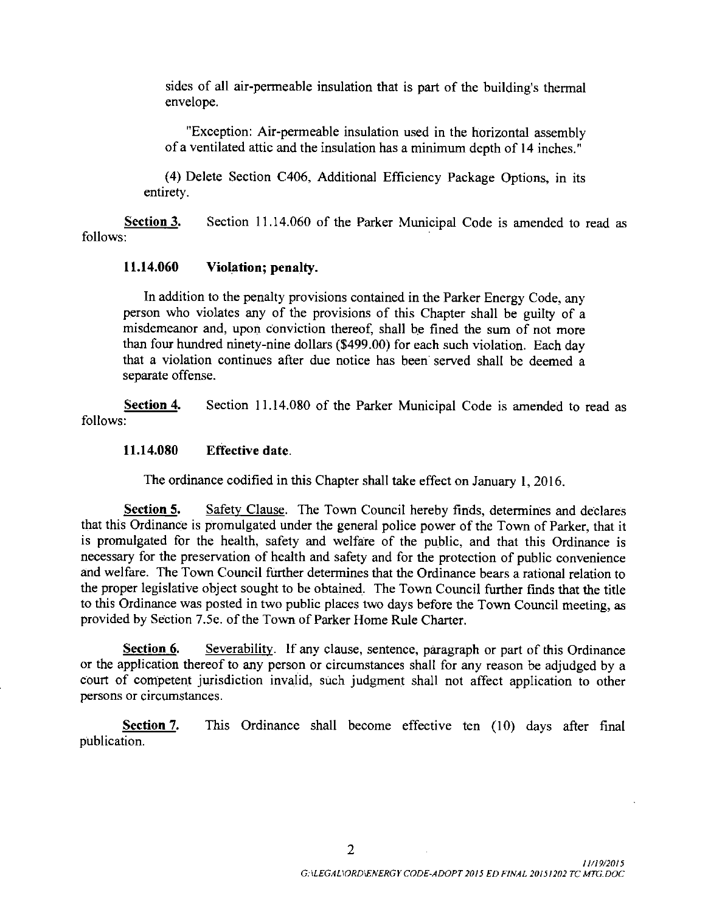sides of all air-permeable insulation that is part of the building's thermal envelope.

"Exception: Air-permeable insulation used in the horizontal assembly of a ventilated attic and the insulation has a minimum depth of 14 inches."

(4) Delete Section C406, Additional Efficiency Package Options, in its entirety.

**Section 3.** Section 11.14.060 of the Parker Municipal Code is amended to read as follows:

**11.14.060 Violation; penalty.**

In addition to the penalty provisions contained in the Parker Energy Code, any person who violates any of the provisions of this Chapter shall be guilty of a misdemeanor and, upon conviction thereof, shall be fined the sum of not more than four hundred ninety-nine dollars ($499.00) for each such violation. Each day that a violation continues after due notice has been served shall be deemed a separate offense.

**Section 4.** Section 11.14.080 of the Parker Municipal Code is amended to read as follows:

**11.14.080 Effective date.**

The ordinance codified in this Chapter shall take effect on January 1, 2016.

**Section 5.** Safety Clause. The Town Council hereby finds, determines and declares that this Ordinance is promulgated under the general police power of the Town of Parker, that it is promulgated for the health, safety and welfare of the public, and that this Ordinance is necessary for the preservation of health and safety and for the protection of public convenience and welfare. The Town Council further determines that the Ordinance bears a rational relation to the proper legislative object sought to be obtained. The Town Council further finds that the title to this Ordinance was posted in two public places two days before the Town Council meeting, as provided by Section 7.5e. of the Town of Parker Home Rule Charter.

**Section 6.** Severability. If any clause, sentence, paragraph or part of this Ordinance or the application thereof to any person or circumstances shall for any reason be adjudged by a court of competent jurisdiction invalid, such judgment shall not affect application to other persons or circumstances.

**Section 7.** This Ordinance shall become effective ten (10) days after final publication.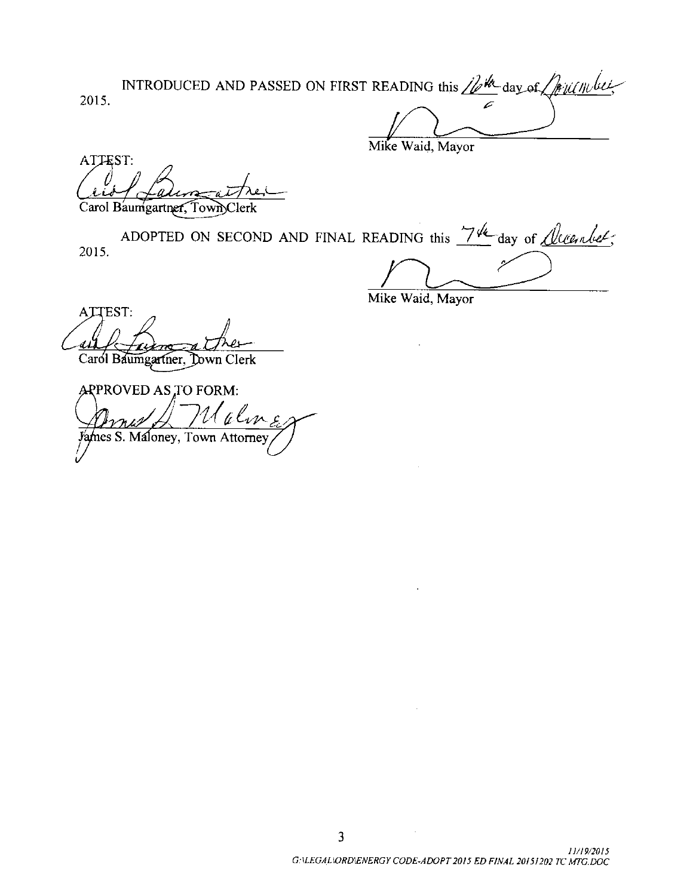INTRODUCED AND PASSED ON FIRST READING this 16th day of November, 2015.

Mike Waid, Mayor

ATTEST:

Carol Baumgartner, Town Clerk

ADOPTED ON SECOND AND FINAL READING this 7th day of December, 2015.

Mike Waid, Mayor

ATTEST:

Carol Baumgartner, Town Clerk

APPROVED AS TO FORM:

James S. Maloney, Town Attorney

*11/19/2015*
*G:\LEGAL\ORD\ENERGY CODE-ADOPT 2015 ED FINAL 20151202 TC MTG.DOC*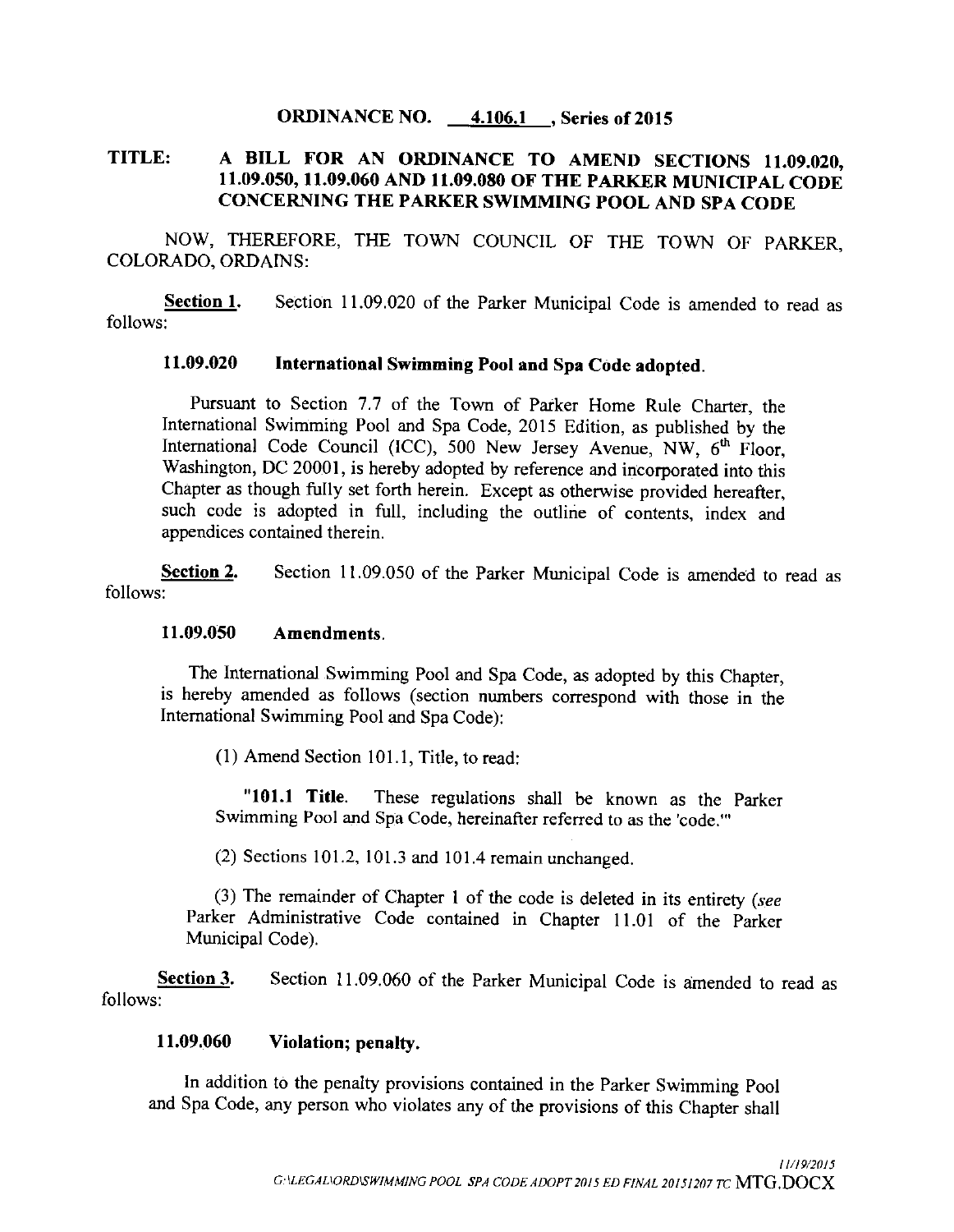**ORDINANCE NO. __4.106.1__, Series of 2015**

**TITLE: A BILL FOR AN ORDINANCE TO AMEND SECTIONS 11.09.020, 11.09.050, 11.09.060 AND 11.09.080 OF THE PARKER MUNICIPAL CODE CONCERNING THE PARKER SWIMMING POOL AND SPA CODE**

NOW, THEREFORE, THE TOWN COUNCIL OF THE TOWN OF PARKER, COLORADO, ORDAINS:

**Section 1.** Section 11.09.020 of the Parker Municipal Code is amended to read as follows:

**11.09.020 International Swimming Pool and Spa Code adopted.**

Pursuant to Section 7.7 of the Town of Parker Home Rule Charter, the International Swimming Pool and Spa Code, 2015 Edition, as published by the International Code Council (ICC), 500 New Jersey Avenue, NW, 6th Floor, Washington, DC 20001, is hereby adopted by reference and incorporated into this Chapter as though fully set forth herein. Except as otherwise provided hereafter, such code is adopted in full, including the outline of contents, index and appendices contained therein.

**Section 2.** Section 11.09.050 of the Parker Municipal Code is amended to read as follows:

**11.09.050 Amendments.**

The International Swimming Pool and Spa Code, as adopted by this Chapter, is hereby amended as follows (section numbers correspond with those in the International Swimming Pool and Spa Code):

(1) Amend Section 101.1, Title, to read:

"**101.1 Title.** These regulations shall be known as the Parker Swimming Pool and Spa Code, hereinafter referred to as the 'code.'"

(2) Sections 101.2, 101.3 and 101.4 remain unchanged.

(3) The remainder of Chapter 1 of the code is deleted in its entirety (*see* Parker Administrative Code contained in Chapter 11.01 of the Parker Municipal Code).

**Section 3.** Section 11.09.060 of the Parker Municipal Code is amended to read as follows:

**11.09.060 Violation; penalty.**

In addition to the penalty provisions contained in the Parker Swimming Pool and Spa Code, any person who violates any of the provisions of this Chapter shall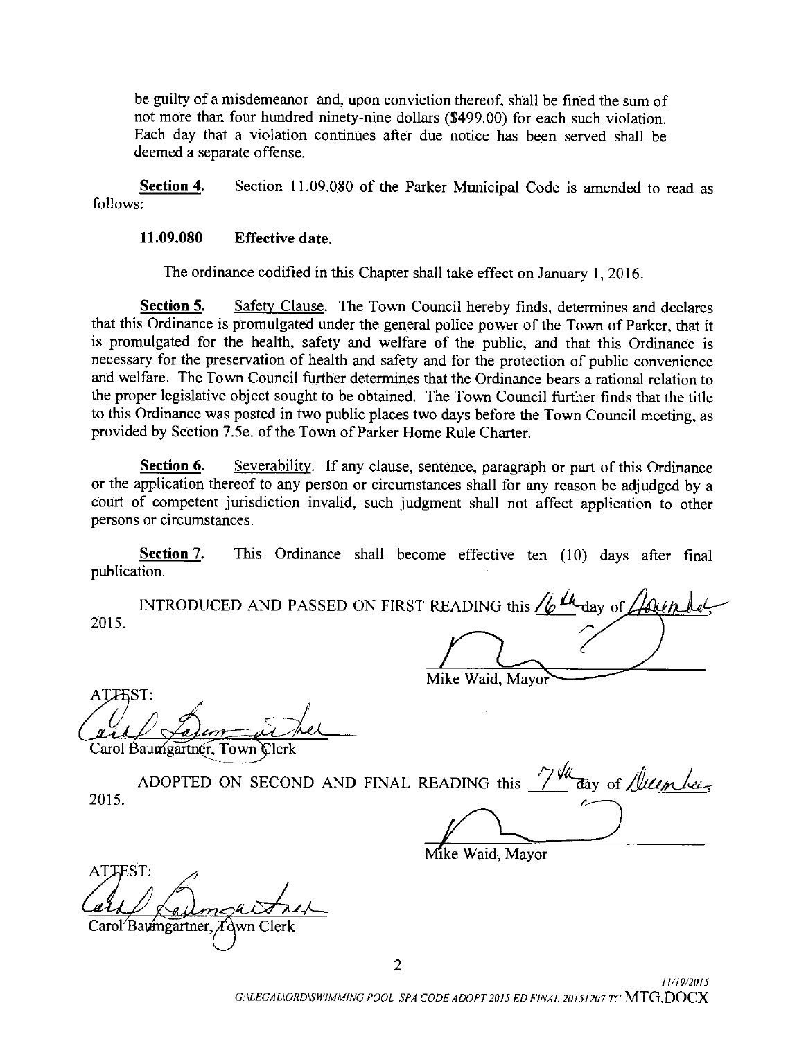be guilty of a misdemeanor and, upon conviction thereof, shall be fined the sum of not more than four hundred ninety-nine dollars ($499.00) for each such violation. Each day that a violation continues after due notice has been served shall be deemed a separate offense.

**Section 4.** Section 11.09.080 of the Parker Municipal Code is amended to read as follows:

**11.09.080 Effective date.**

The ordinance codified in this Chapter shall take effect on January 1, 2016.

**Section 5.** Safety Clause. The Town Council hereby finds, determines and declares that this Ordinance is promulgated under the general police power of the Town of Parker, that it is promulgated for the health, safety and welfare of the public, and that this Ordinance is necessary for the preservation of health and safety and for the protection of public convenience and welfare. The Town Council further determines that the Ordinance bears a rational relation to the proper legislative object sought to be obtained. The Town Council further finds that the title to this Ordinance was posted in two public places two days before the Town Council meeting, as provided by Section 7.5e. of the Town of Parker Home Rule Charter.

**Section 6.** Severability. If any clause, sentence, paragraph or part of this Ordinance or the application thereof to any person or circumstances shall for any reason be adjudged by a court of competent jurisdiction invalid, such judgment shall not affect application to other persons or circumstances.

**Section 7.** This Ordinance shall become effective ten (10) days after final publication.

INTRODUCED AND PASSED ON FIRST READING this 16th day of November, 2015.

Mike Waid, Mayor

ATTEST:

Carol Baumgartner, Town Clerk

ADOPTED ON SECOND AND FINAL READING this 7th day of December, 2015.

Mike Waid, Mayor

ATTEST:

Carol Baumgartner, Town Clerk

11/19/2015
G:\LEGAL\ORD\SWIMMING POOL SPA CODE ADOPT 2015 ED FINAL 20151207 TC MTG.DOCX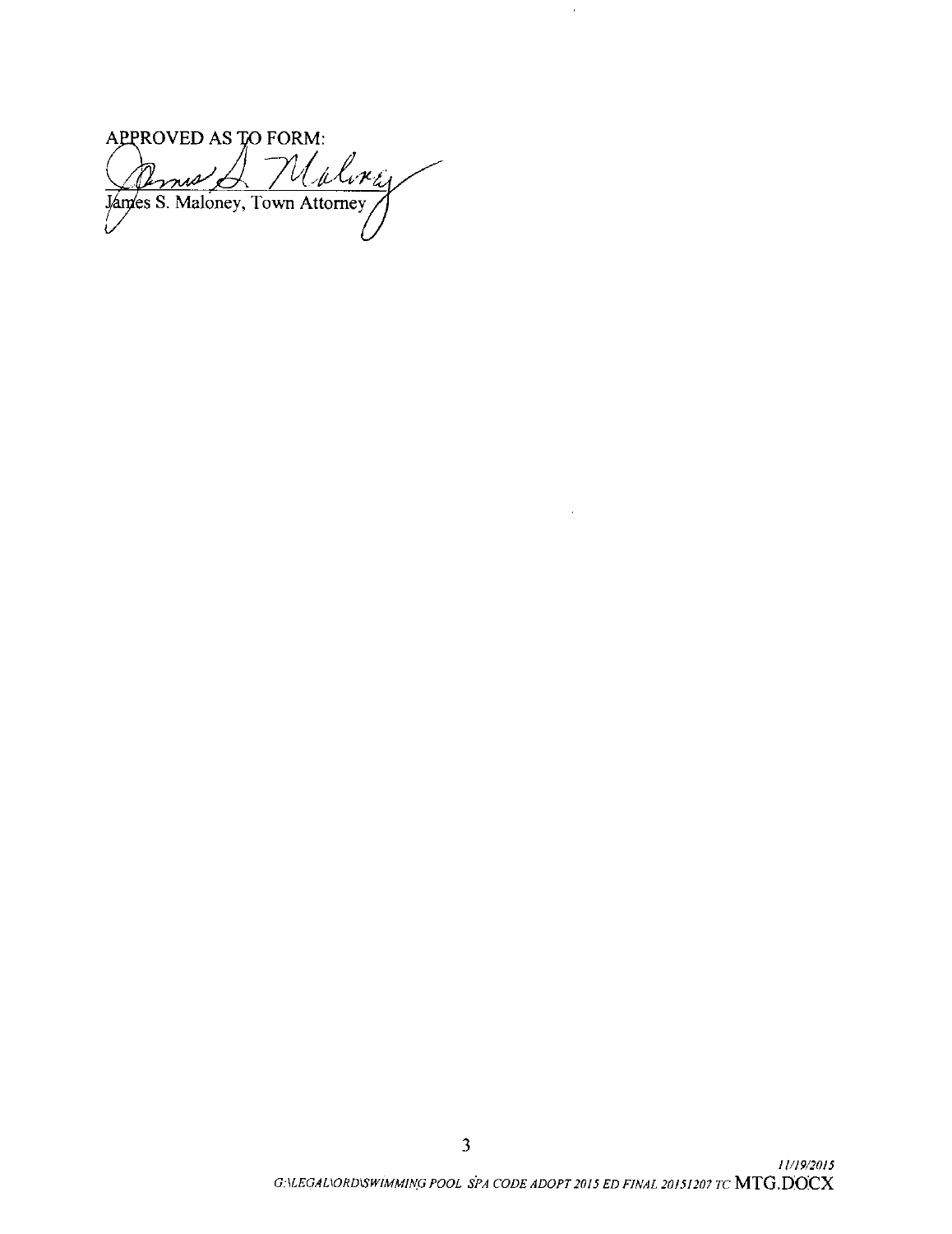APPROVED AS TO FORM:

James S. Maloney, Town Attorney

*11/19/2015*
*G:\LEGAL\ORD\SWIMMING POOL SPA CODE ADOPT 2015 ED FINAL 20151207 TC* MTG.DOCX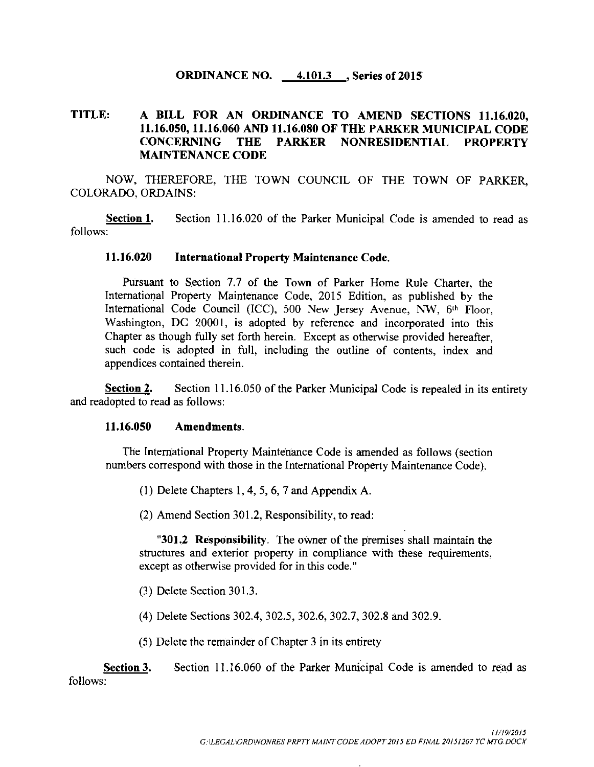**ORDINANCE NO. 4.101.3 , Series of 2015**

**TITLE: A BILL FOR AN ORDINANCE TO AMEND SECTIONS 11.16.020, 11.16.050, 11.16.060 AND 11.16.080 OF THE PARKER MUNICIPAL CODE CONCERNING THE PARKER NONRESIDENTIAL PROPERTY MAINTENANCE CODE**

NOW, THEREFORE, THE TOWN COUNCIL OF THE TOWN OF PARKER, COLORADO, ORDAINS:

**Section 1.** Section 11.16.020 of the Parker Municipal Code is amended to read as follows:

**11.16.020 International Property Maintenance Code.**

Pursuant to Section 7.7 of the Town of Parker Home Rule Charter, the International Property Maintenance Code, 2015 Edition, as published by the International Code Council (ICC), 500 New Jersey Avenue, NW, 6th Floor, Washington, DC 20001, is adopted by reference and incorporated into this Chapter as though fully set forth herein. Except as otherwise provided hereafter, such code is adopted in full, including the outline of contents, index and appendices contained therein.

**Section 2.** Section 11.16.050 of the Parker Municipal Code is repealed in its entirety and readopted to read as follows:

**11.16.050 Amendments.**

The International Property Maintenance Code is amended as follows (section numbers correspond with those in the International Property Maintenance Code).

(1) Delete Chapters 1, 4, 5, 6, 7 and Appendix A.

(2) Amend Section 301.2, Responsibility, to read:

"**301.2 Responsibility**. The owner of the premises shall maintain the structures and exterior property in compliance with these requirements, except as otherwise provided for in this code."

(3) Delete Section 301.3.

(4) Delete Sections 302.4, 302.5, 302.6, 302.7, 302.8 and 302.9.

(5) Delete the remainder of Chapter 3 in its entirety

**Section 3.** Section 11.16.060 of the Parker Municipal Code is amended to read as follows: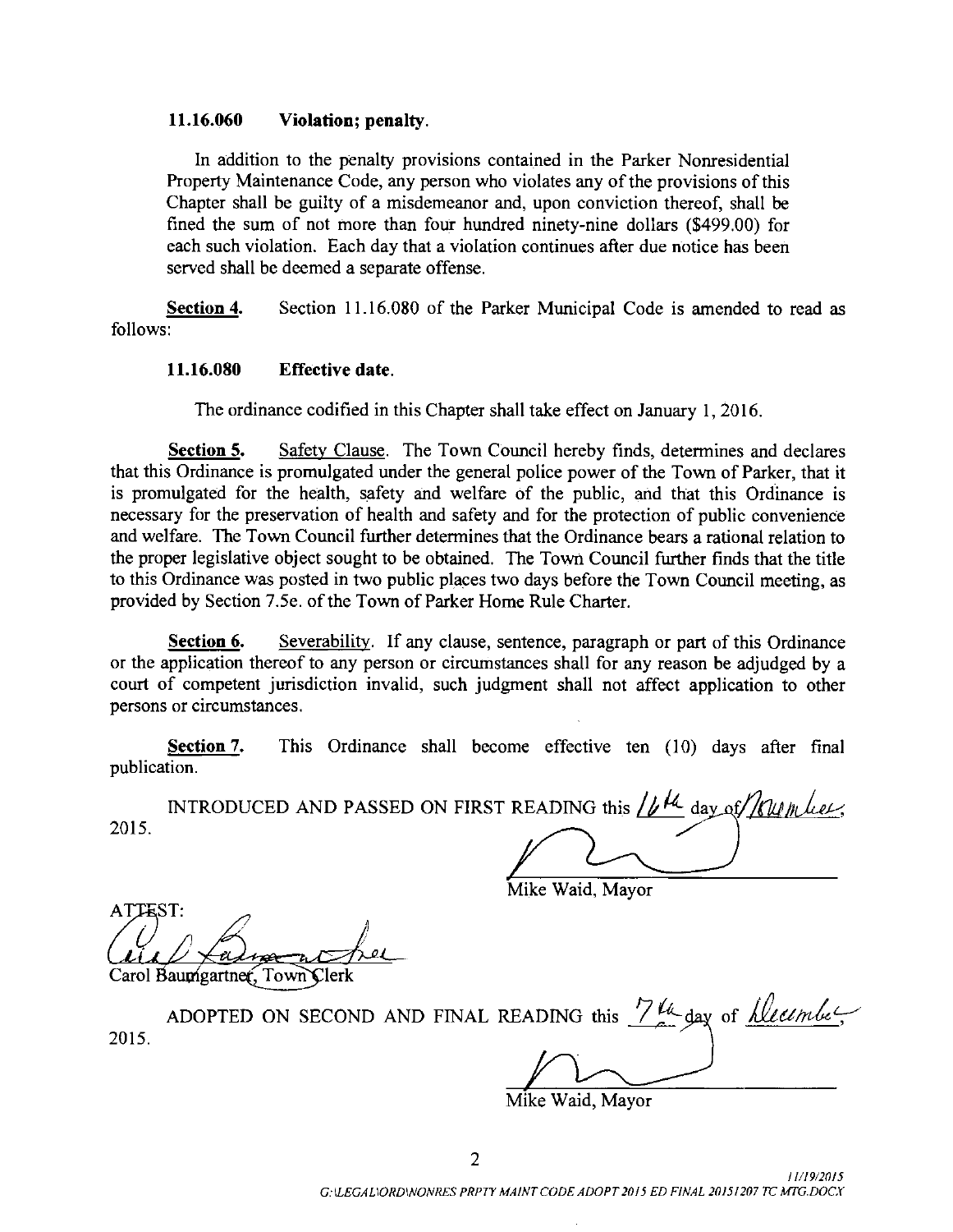### 11.16.060 Violation; penalty.

In addition to the penalty provisions contained in the Parker Nonresidential Property Maintenance Code, any person who violates any of the provisions of this Chapter shall be guilty of a misdemeanor and, upon conviction thereof, shall be fined the sum of not more than four hundred ninety-nine dollars ($499.00) for each such violation. Each day that a violation continues after due notice has been served shall be deemed a separate offense.

**Section 4.** Section 11.16.080 of the Parker Municipal Code is amended to read as follows:

### 11.16.080 Effective date.

The ordinance codified in this Chapter shall take effect on January 1, 2016.

**Section 5.** Safety Clause. The Town Council hereby finds, determines and declares that this Ordinance is promulgated under the general police power of the Town of Parker, that it is promulgated for the health, safety and welfare of the public, and that this Ordinance is necessary for the preservation of health and safety and for the protection of public convenience and welfare. The Town Council further determines that the Ordinance bears a rational relation to the proper legislative object sought to be obtained. The Town Council further finds that the title to this Ordinance was posted in two public places two days before the Town Council meeting, as provided by Section 7.5e. of the Town of Parker Home Rule Charter.

**Section 6.** Severability. If any clause, sentence, paragraph or part of this Ordinance or the application thereof to any person or circumstances shall for any reason be adjudged by a court of competent jurisdiction invalid, such judgment shall not affect application to other persons or circumstances.

**Section 7.** This Ordinance shall become effective ten (10) days after final publication.

INTRODUCED AND PASSED ON FIRST READING this 16th day of November, 2015.

Mike Waid, Mayor

ATTEST:

Carol Baumgartner, Town Clerk

ADOPTED ON SECOND AND FINAL READING this 7th day of December, 2015.

Mike Waid, Mayor

11/19/2015
G:\LEGAL\ORD\NONRES PRPTY MAINT CODE ADOPT 2015 ED FINAL 20151207 TC MTG.DOCX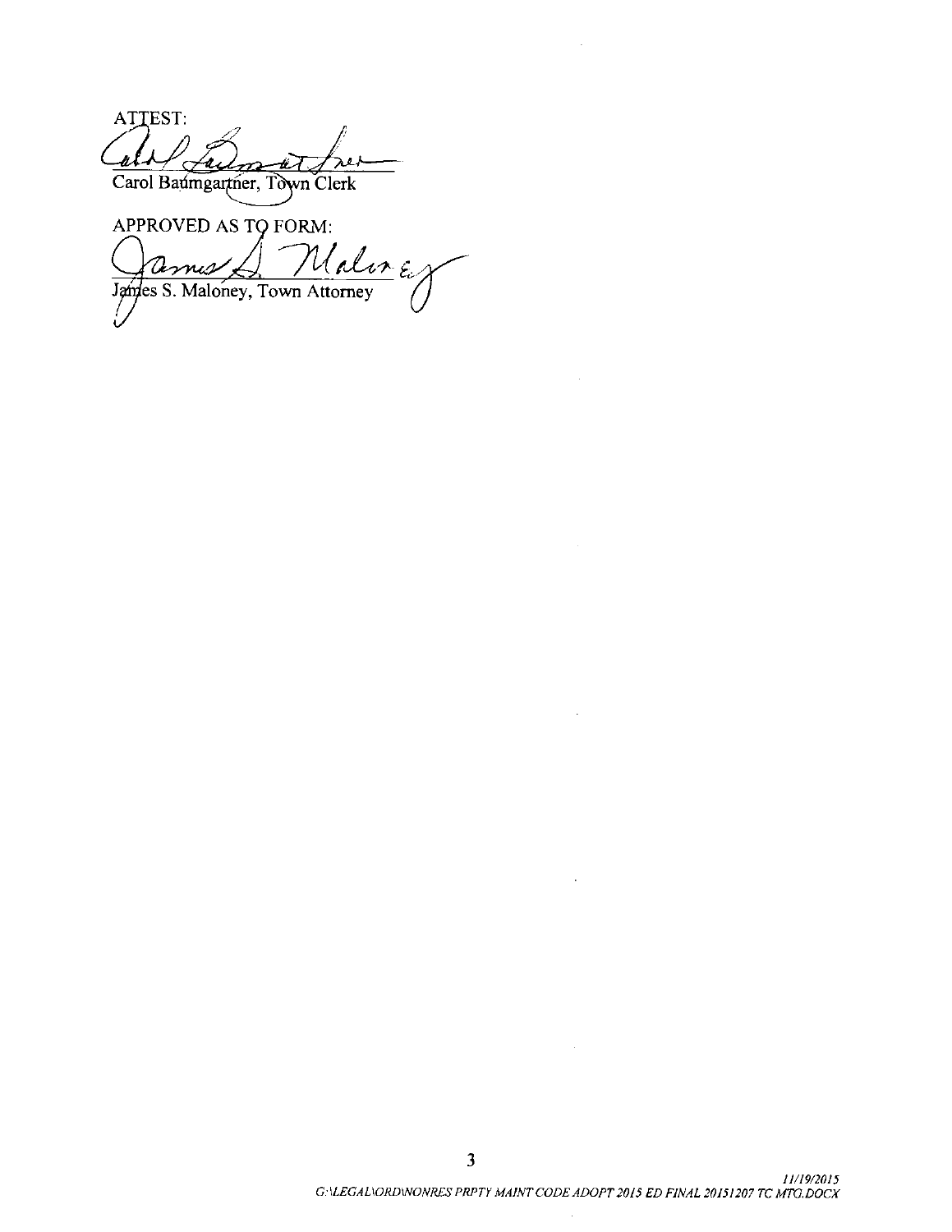ATTEST:

Carol Baumgartner, Town Clerk

APPROVED AS TO FORM:

James S. Maloney, Town Attorney

11/19/2015
G:\LEGAL\ORD\NONRES PRPTY MAINT CODE ADOPT 2015 ED FINAL 20151207 TC MTG.DOCX